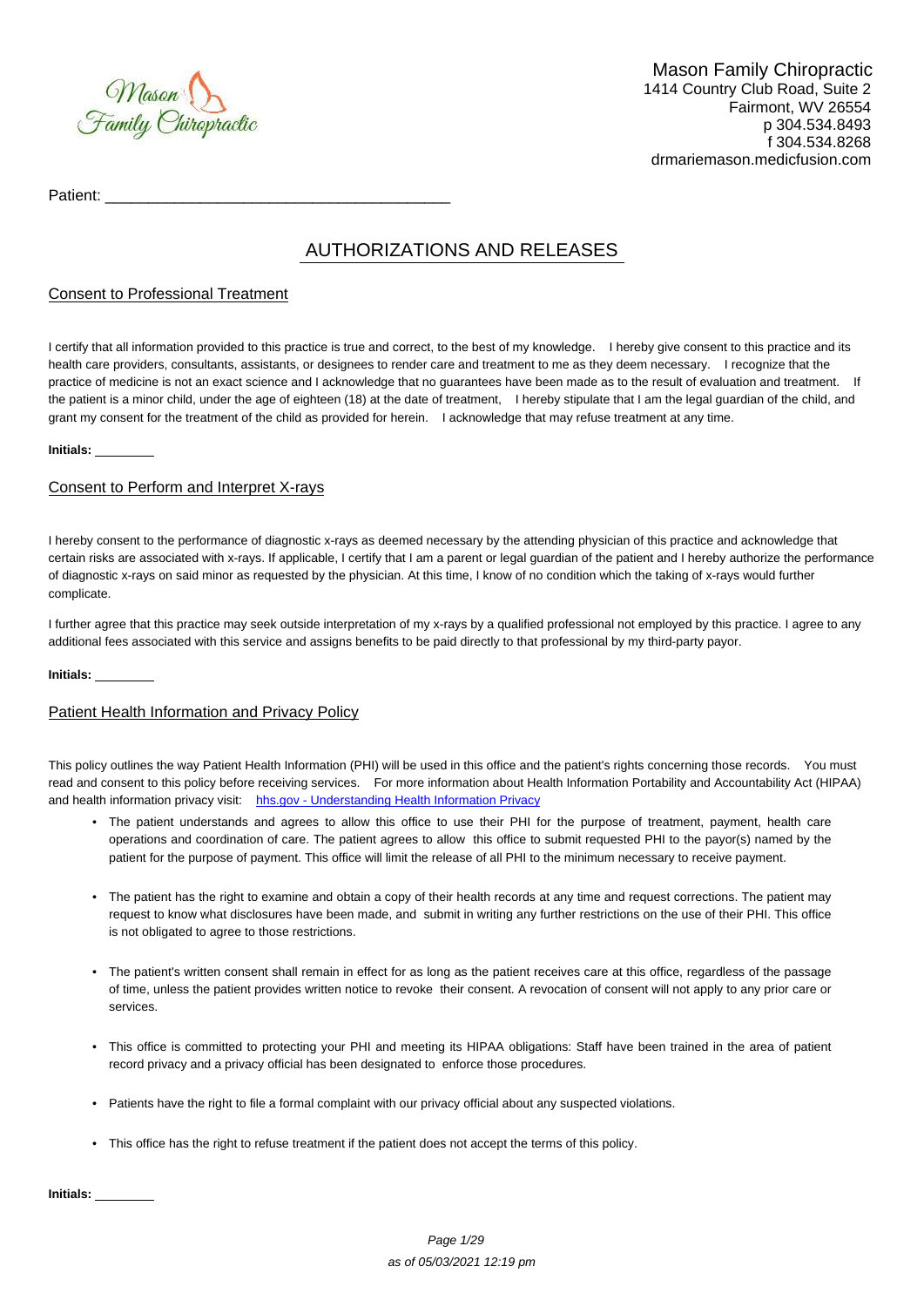Mason Family Chiropractic
1414 Country Club Road, Suite 2
Fairmont, WV 26554
p 304.534.8493
f 304.534.8268
drmariemason.medicfusion.com

Patient: ________________________________________

# AUTHORIZATIONS AND RELEASES

## Consent to Professional Treatment

I certify that all information provided to this practice is true and correct, to the best of my knowledge. I hereby give consent to this practice and its health care providers, consultants, assistants, or designees to render care and treatment to me as they deem necessary. I recognize that the practice of medicine is not an exact science and I acknowledge that no guarantees have been made as to the result of evaluation and treatment. If the patient is a minor child, under the age of eighteen (18) at the date of treatment, I hereby stipulate that I am the legal guardian of the child, and grant my consent for the treatment of the child as provided for herein. I acknowledge that may refuse treatment at any time.

**Initials:** ________

## Consent to Perform and Interpret X-rays

I hereby consent to the performance of diagnostic x-rays as deemed necessary by the attending physician of this practice and acknowledge that certain risks are associated with x-rays. If applicable, I certify that I am a parent or legal guardian of the patient and I hereby authorize the performance of diagnostic x-rays on said minor as requested by the physician. At this time, I know of no condition which the taking of x-rays would further complicate.

I further agree that this practice may seek outside interpretation of my x-rays by a qualified professional not employed by this practice. I agree to any additional fees associated with this service and assigns benefits to be paid directly to that professional by my third-party payor.

**Initials:** ________

## Patient Health Information and Privacy Policy

This policy outlines the way Patient Health Information (PHI) will be used in this office and the patient's rights concerning those records. You must read and consent to this policy before receiving services. For more information about Health Information Portability and Accountability Act (HIPAA) and health information privacy visit: hhs.gov - Understanding Health Information Privacy

- The patient understands and agrees to allow this office to use their PHI for the purpose of treatment, payment, health care operations and coordination of care. The patient agrees to allow this office to submit requested PHI to the payor(s) named by the patient for the purpose of payment. This office will limit the release of all PHI to the minimum necessary to receive payment.
- The patient has the right to examine and obtain a copy of their health records at any time and request corrections. The patient may request to know what disclosures have been made, and submit in writing any further restrictions on the use of their PHI. This office is not obligated to agree to those restrictions.
- The patient's written consent shall remain in effect for as long as the patient receives care at this office, regardless of the passage of time, unless the patient provides written notice to revoke their consent. A revocation of consent will not apply to any prior care or services.
- This office is committed to protecting your PHI and meeting its HIPAA obligations: Staff have been trained in the area of patient record privacy and a privacy official has been designated to enforce those procedures.
- Patients have the right to file a formal complaint with our privacy official about any suspected violations.
- This office has the right to refuse treatment if the patient does not accept the terms of this policy.

**Initials:** ________

*as of 05/03/2021 12:19 pm*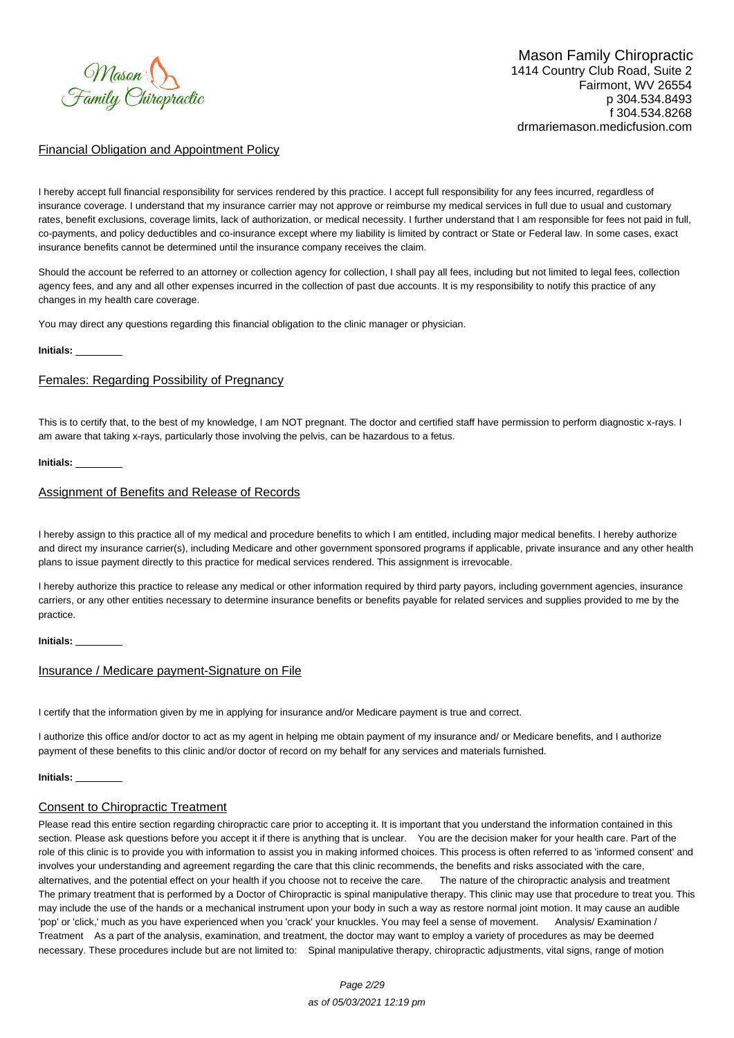Mason Family Chiropractic
1414 Country Club Road, Suite 2
Fairmont, WV 26554
p 304.534.8493
f 304.534.8268
drmariemason.medicfusion.com

## Financial Obligation and Appointment Policy

I hereby accept full financial responsibility for services rendered by this practice. I accept full responsibility for any fees incurred, regardless of insurance coverage. I understand that my insurance carrier may not approve or reimburse my medical services in full due to usual and customary rates, benefit exclusions, coverage limits, lack of authorization, or medical necessity. I further understand that I am responsible for fees not paid in full, co-payments, and policy deductibles and co-insurance except where my liability is limited by contract or State or Federal law. In some cases, exact insurance benefits cannot be determined until the insurance company receives the claim.

Should the account be referred to an attorney or collection agency for collection, I shall pay all fees, including but not limited to legal fees, collection agency fees, and any and all other expenses incurred in the collection of past due accounts. It is my responsibility to notify this practice of any changes in my health care coverage.

You may direct any questions regarding this financial obligation to the clinic manager or physician.

**Initials:** ________

## Females: Regarding Possibility of Pregnancy

This is to certify that, to the best of my knowledge, I am NOT pregnant. The doctor and certified staff have permission to perform diagnostic x-rays. I am aware that taking x-rays, particularly those involving the pelvis, can be hazardous to a fetus.

**Initials:** ________

## Assignment of Benefits and Release of Records

I hereby assign to this practice all of my medical and procedure benefits to which I am entitled, including major medical benefits. I hereby authorize and direct my insurance carrier(s), including Medicare and other government sponsored programs if applicable, private insurance and any other health plans to issue payment directly to this practice for medical services rendered. This assignment is irrevocable.

I hereby authorize this practice to release any medical or other information required by third party payors, including government agencies, insurance carriers, or any other entities necessary to determine insurance benefits or benefits payable for related services and supplies provided to me by the practice.

**Initials:** ________

## Insurance / Medicare payment-Signature on File

I certify that the information given by me in applying for insurance and/or Medicare payment is true and correct.

I authorize this office and/or doctor to act as my agent in helping me obtain payment of my insurance and/ or Medicare benefits, and I authorize payment of these benefits to this clinic and/or doctor of record on my behalf for any services and materials furnished.

**Initials:** ________

## Consent to Chiropractic Treatment

Please read this entire section regarding chiropractic care prior to accepting it. It is important that you understand the information contained in this section. Please ask questions before you accept it if there is anything that is unclear. You are the decision maker for your health care. Part of the role of this clinic is to provide you with information to assist you in making informed choices. This process is often referred to as 'informed consent' and involves your understanding and agreement regarding the care that this clinic recommends, the benefits and risks associated with the care, alternatives, and the potential effect on your health if you choose not to receive the care. The nature of the chiropractic analysis and treatment The primary treatment that is performed by a Doctor of Chiropractic is spinal manipulative therapy. This clinic may use that procedure to treat you. This may include the use of the hands or a mechanical instrument upon your body in such a way as restore normal joint motion. It may cause an audible 'pop' or 'click,' much as you have experienced when you 'crack' your knuckles. You may feel a sense of movement. Analysis/ Examination / Treatment As a part of the analysis, examination, and treatment, the doctor may want to employ a variety of procedures as may be deemed necessary. These procedures include but are not limited to: Spinal manipulative therapy, chiropractic adjustments, vital signs, range of motion

as of 05/03/2021 12:19 pm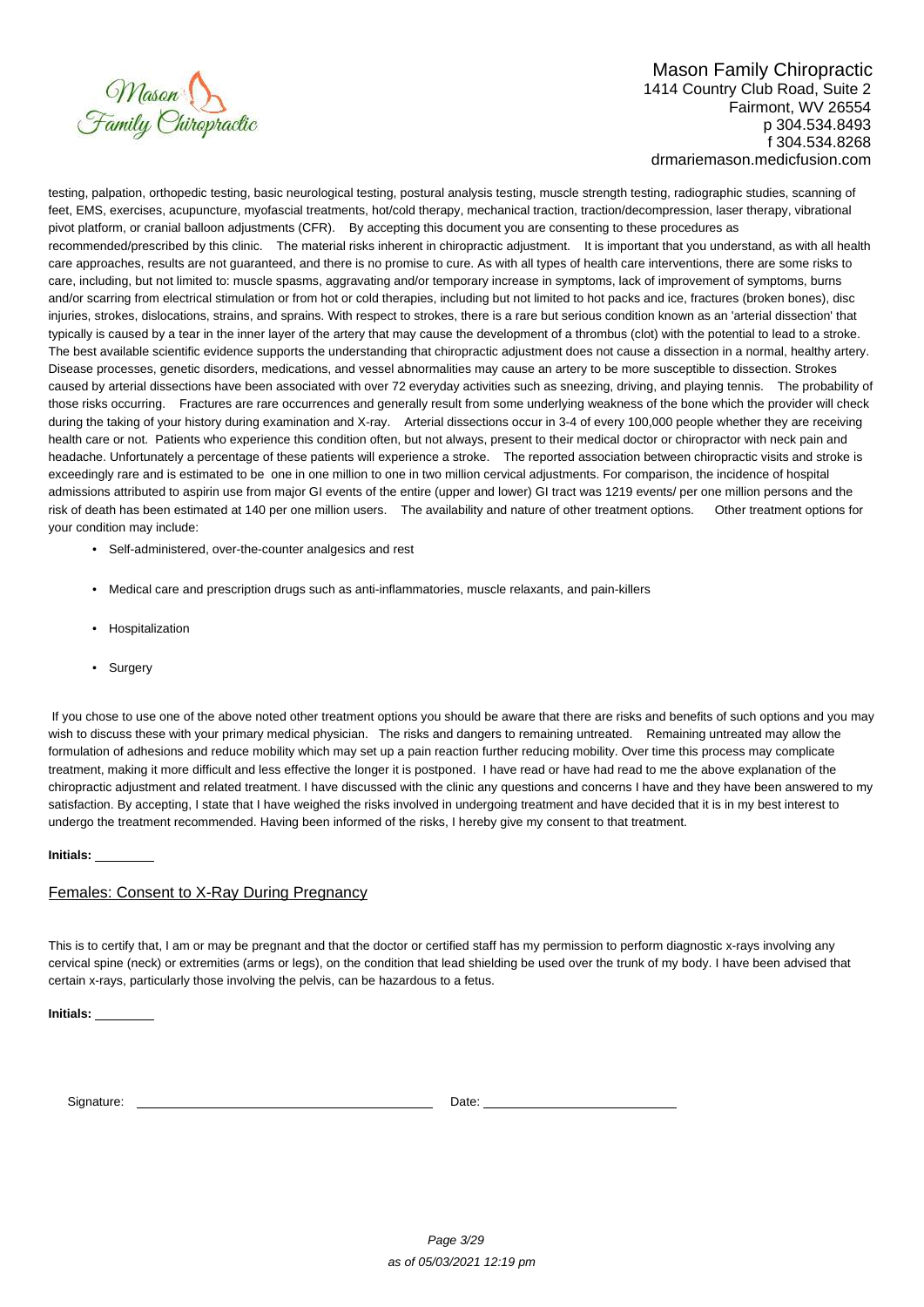Mason Family Chiropractic
1414 Country Club Road, Suite 2
Fairmont, WV 26554
p 304.534.8493
f 304.534.8268
drmariemason.medicfusion.com

testing, palpation, orthopedic testing, basic neurological testing, postural analysis testing, muscle strength testing, radiographic studies, scanning of feet, EMS, exercises, acupuncture, myofascial treatments, hot/cold therapy, mechanical traction, traction/decompression, laser therapy, vibrational pivot platform, or cranial balloon adjustments (CFR). By accepting this document you are consenting to these procedures as recommended/prescribed by this clinic. The material risks inherent in chiropractic adjustment. It is important that you understand, as with all health care approaches, results are not guaranteed, and there is no promise to cure. As with all types of health care interventions, there are some risks to care, including, but not limited to: muscle spasms, aggravating and/or temporary increase in symptoms, lack of improvement of symptoms, burns and/or scarring from electrical stimulation or from hot or cold therapies, including but not limited to hot packs and ice, fractures (broken bones), disc injuries, strokes, dislocations, strains, and sprains. With respect to strokes, there is a rare but serious condition known as an 'arterial dissection' that typically is caused by a tear in the inner layer of the artery that may cause the development of a thrombus (clot) with the potential to lead to a stroke. The best available scientific evidence supports the understanding that chiropractic adjustment does not cause a dissection in a normal, healthy artery. Disease processes, genetic disorders, medications, and vessel abnormalities may cause an artery to be more susceptible to dissection. Strokes caused by arterial dissections have been associated with over 72 everyday activities such as sneezing, driving, and playing tennis. The probability of those risks occurring. Fractures are rare occurrences and generally result from some underlying weakness of the bone which the provider will check during the taking of your history during examination and X-ray. Arterial dissections occur in 3-4 of every 100,000 people whether they are receiving health care or not. Patients who experience this condition often, but not always, present to their medical doctor or chiropractor with neck pain and headache. Unfortunately a percentage of these patients will experience a stroke. The reported association between chiropractic visits and stroke is exceedingly rare and is estimated to be one in one million to one in two million cervical adjustments. For comparison, the incidence of hospital admissions attributed to aspirin use from major GI events of the entire (upper and lower) GI tract was 1219 events/ per one million persons and the risk of death has been estimated at 140 per one million users. The availability and nature of other treatment options. Other treatment options for your condition may include:

- Self-administered, over-the-counter analgesics and rest
- Medical care and prescription drugs such as anti-inflammatories, muscle relaxants, and pain-killers
- Hospitalization
- Surgery

If you chose to use one of the above noted other treatment options you should be aware that there are risks and benefits of such options and you may wish to discuss these with your primary medical physician. The risks and dangers to remaining untreated. Remaining untreated may allow the formulation of adhesions and reduce mobility which may set up a pain reaction further reducing mobility. Over time this process may complicate treatment, making it more difficult and less effective the longer it is postponed. I have read or have had read to me the above explanation of the chiropractic adjustment and related treatment. I have discussed with the clinic any questions and concerns I have and they have been answered to my satisfaction. By accepting, I state that I have weighed the risks involved in undergoing treatment and have decided that it is in my best interest to undergo the treatment recommended. Having been informed of the risks, I hereby give my consent to that treatment.

**Initials:** ________

## Females: Consent to X-Ray During Pregnancy

This is to certify that, I am or may be pregnant and that the doctor or certified staff has my permission to perform diagnostic x-rays involving any cervical spine (neck) or extremities (arms or legs), on the condition that lead shielding be used over the trunk of my body. I have been advised that certain x-rays, particularly those involving the pelvis, can be hazardous to a fetus.

**Initials:** ________

Signature: ______________________ Date: ______________________

*as of 05/03/2021 12:19 pm*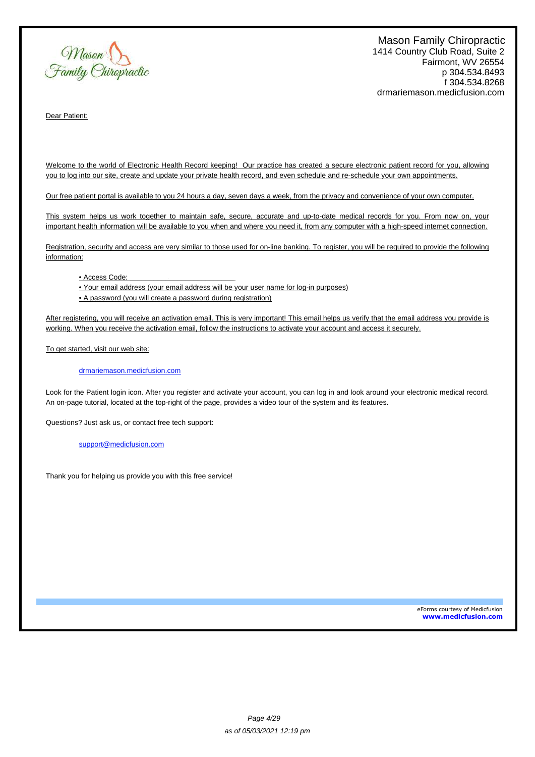Mason Family Chiropractic
1414 Country Club Road, Suite 2
Fairmont, WV 26554
p 304.534.8493
f 304.534.8268
drmariemason.medicfusion.com

Dear Patient:

Welcome to the world of Electronic Health Record keeping! Our practice has created a secure electronic patient record for you, allowing you to log into our site, create and update your private health record, and even schedule and re-schedule your own appointments.

Our free patient portal is available to you 24 hours a day, seven days a week, from the privacy and convenience of your own computer.

This system helps us work together to maintain safe, secure, accurate and up-to-date medical records for you. From now on, your important health information will be available to you when and where you need it, from any computer with a high-speed internet connection.

Registration, security and access are very similar to those used for on-line banking. To register, you will be required to provide the following information:

- Access Code: ______________________
- Your email address (your email address will be your user name for log-in purposes)
- A password (you will create a password during registration)

After registering, you will receive an activation email. This is very important! This email helps us verify that the email address you provide is working. When you receive the activation email, follow the instructions to activate your account and access it securely.

To get started, visit our web site:

drmariemason.medicfusion.com

Look for the Patient login icon. After you register and activate your account, you can log in and look around your electronic medical record. An on-page tutorial, located at the top-right of the page, provides a video tour of the system and its features.

Questions? Just ask us, or contact free tech support:

support@medicfusion.com

Thank you for helping us provide you with this free service!

eForms courtesy of Medicfusion
**www.medicfusion.com**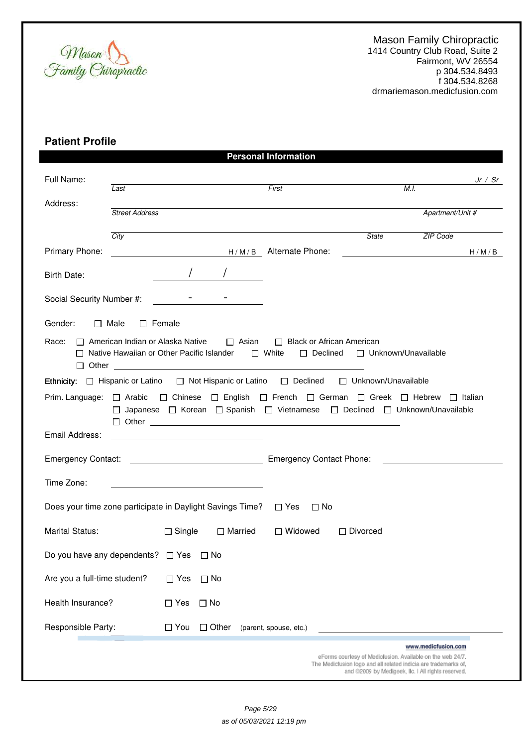Mason Family Chiropractic

**Mason Family Chiropractic**
1414 Country Club Road, Suite 2
Fairmont, WV 26554
p 304.534.8493
f 304.534.8268
drmariemason.medicfusion.com

## Patient Profile

### Personal Information

Full Name: ______________________________________________ *Jr / Sr*
*Last* *First* *M.I.*

Address: ______________________________________________
*Street Address* *Apartment/Unit #*

______________________________________________
*City* *State* *ZIP Code*

Primary Phone: ____________________ H / M / B Alternate Phone: ____________________ H / M / B

Birth Date: _____ / _____ / _____

Social Security Number #: _____ - _____ - _____

Gender: ☐ Male ☐ Female

Race: ☐ American Indian or Alaska Native ☐ Asian ☐ Black or African American ☐ Native Hawaiian or Other Pacific Islander ☐ White ☐ Declined ☐ Unknown/Unavailable ☐ Other ____________________

**Ethnicity:** ☐ Hispanic or Latino ☐ Not Hispanic or Latino ☐ Declined ☐ Unknown/Unavailable

Prim. Language: ☐ Arabic ☐ Chinese ☐ English ☐ French ☐ German ☐ Greek ☐ Hebrew ☐ Italian ☐ Japanese ☐ Korean ☐ Spanish ☐ Vietnamese ☐ Declined ☐ Unknown/Unavailable ☐ Other ____________________

Email Address: ____________________

Emergency Contact: ____________________ Emergency Contact Phone: ____________________

Time Zone: ____________________

Does your time zone participate in Daylight Savings Time? ☐ Yes ☐ No

Marital Status: ☐ Single ☐ Married ☐ Widowed ☐ Divorced

Do you have any dependents? ☐ Yes ☐ No

Are you a full-time student? ☐ Yes ☐ No

Health Insurance? ☐ Yes ☐ No

Responsible Party: ☐ You ☐ Other (parent, spouse, etc.) ____________________

www.medicfusion.com

eForms courtesy of Medicfusion. Available on the web 24/7. The Medicfusion logo and all related indicia are trademarks of, and ©2009 by Medigeek, llc. | All rights reserved.

as of 05/03/2021 12:19 pm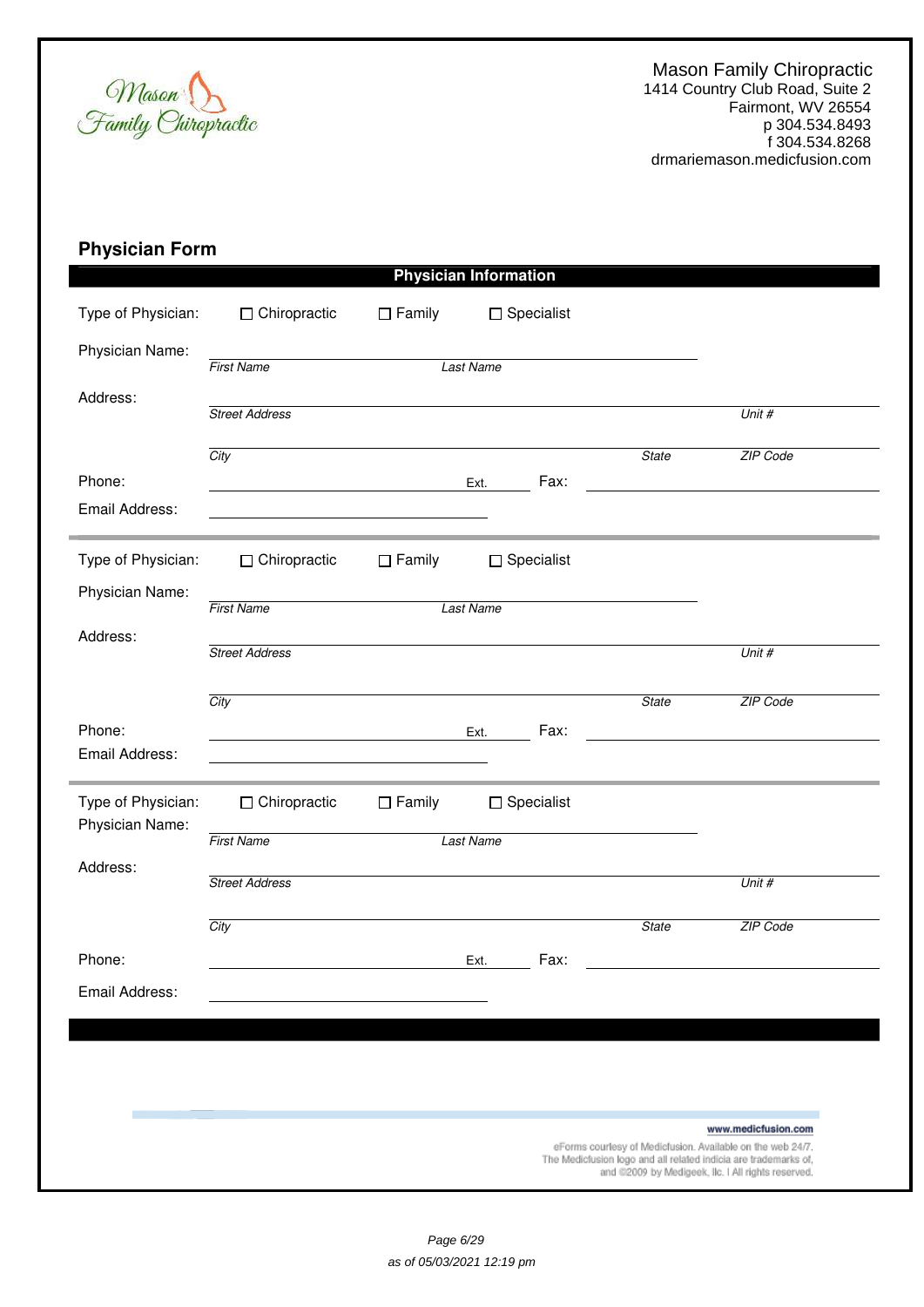Mason Family Chiropractic
1414 Country Club Road, Suite 2
Fairmont, WV 26554
p 304.534.8493
f 304.534.8268
drmariemason.medicfusion.com

## Physician Form

### Physician Information

Type of Physician: ☐ Chiropractic ☐ Family ☐ Specialist

Physician Name: ______________________
*First Name* *Last Name*

Address: ______________________
*Street Address* *Unit #*

______________________
*City* *State* *ZIP Code*

Phone: ______________________ Ext. ________ Fax: ______________________

Email Address: ______________________

---

Type of Physician: ☐ Chiropractic ☐ Family ☐ Specialist

Physician Name: ______________________
*First Name* *Last Name*

Address: ______________________
*Street Address* *Unit #*

______________________
*City* *State* *ZIP Code*

Phone: ______________________ Ext. ________ Fax: ______________________

Email Address: ______________________

---

Type of Physician: ☐ Chiropractic ☐ Family ☐ Specialist

Physician Name: ______________________
*First Name* *Last Name*

Address: ______________________
*Street Address* *Unit #*

______________________
*City* *State* *ZIP Code*

Phone: ______________________ Ext. ________ Fax: ______________________

Email Address: ______________________

www.medicfusion.com

eForms courtesy of Medicfusion. Available on the web 24/7.
The Medicfusion logo and all related indicia are trademarks of,
and ©2009 by Medigeek, llc. | All rights reserved.

as of 05/03/2021 12:19 pm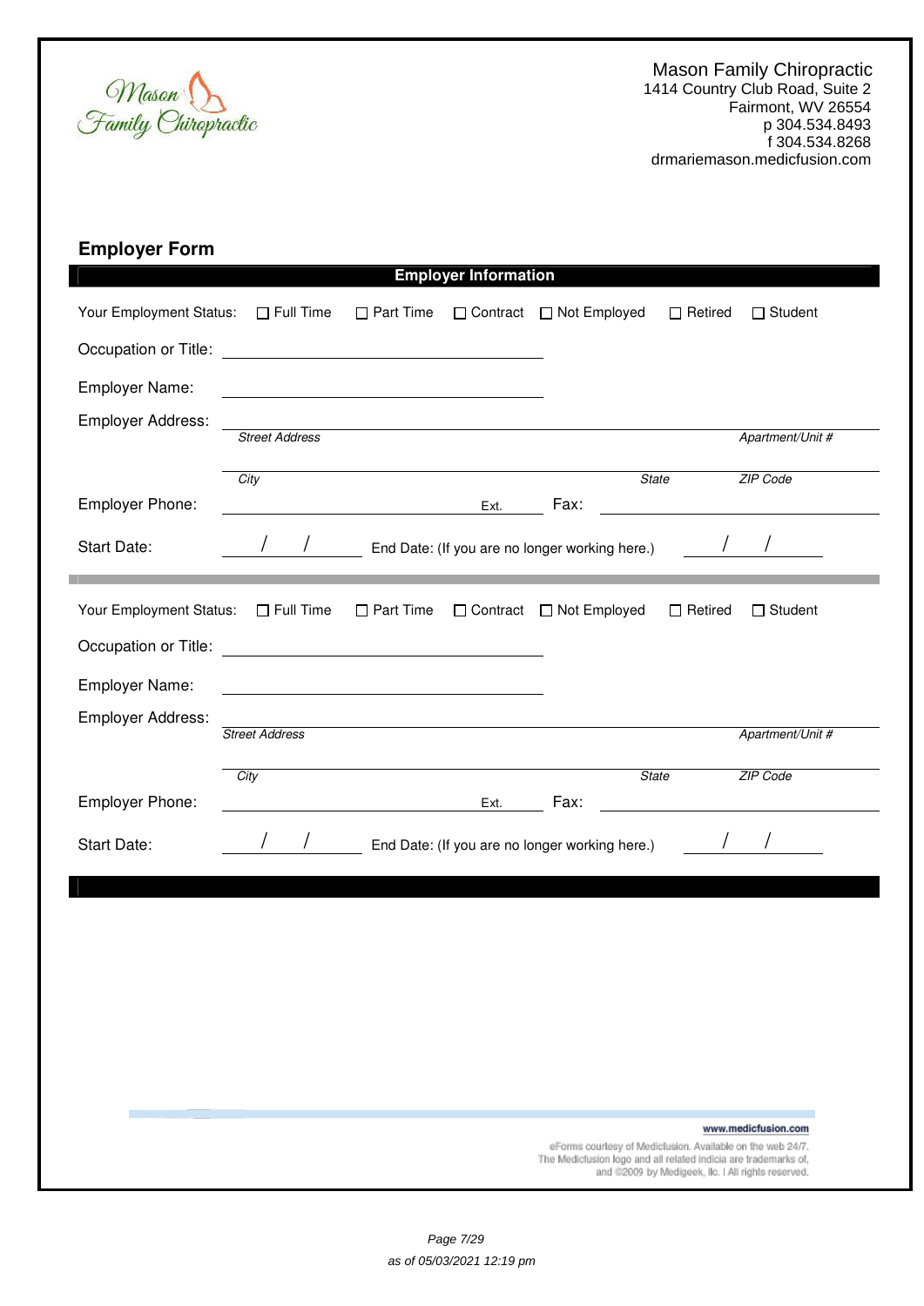Mason Family Chiropractic
1414 Country Club Road, Suite 2
Fairmont, WV 26554
p 304.534.8493
f 304.534.8268
drmariemason.medicfusion.com

## Employer Form

### Employer Information

Your Employment Status: ☐ Full Time ☐ Part Time ☐ Contract ☐ Not Employed ☐ Retired ☐ Student

Occupation or Title: ______________________________

Employer Name: ______________________________

Employer Address: ______________________________
*Street Address* *Apartment/Unit #*

______________________________
*City* *State* *ZIP Code*

Employer Phone: ______________ Ext. ______ Fax: ______________

Start Date: ___/___/___ End Date: (If you are no longer working here.) ___/___/___

---

Your Employment Status: ☐ Full Time ☐ Part Time ☐ Contract ☐ Not Employed ☐ Retired ☐ Student

Occupation or Title: ______________________________

Employer Name: ______________________________

Employer Address: ______________________________
*Street Address* *Apartment/Unit #*

______________________________
*City* *State* *ZIP Code*

Employer Phone: ______________ Ext. ______ Fax: ______________

Start Date: ___/___/___ End Date: (If you are no longer working here.) ___/___/___

www.medicfusion.com

eForms courtesy of Medicfusion. Available on the web 24/7.
The Medicfusion logo and all related indicia are trademarks of,
and ©2009 by Medigeek, llc. I All rights reserved.

as of 05/03/2021 12:19 pm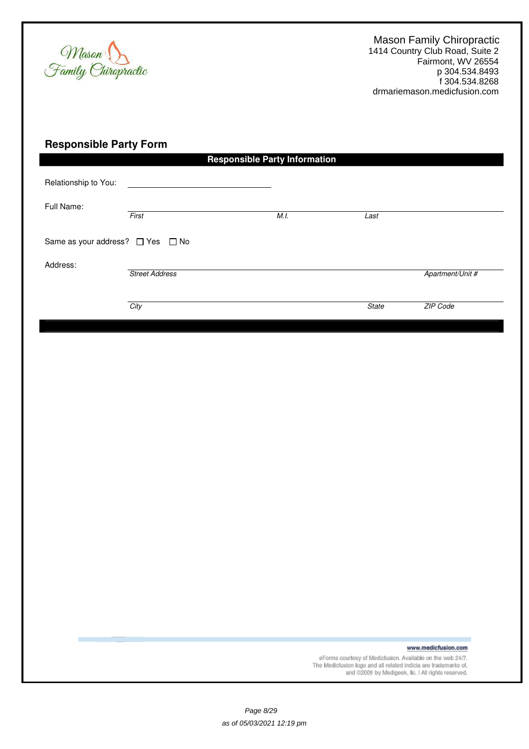Mason Family Chiropractic

Mason Family Chiropractic
1414 Country Club Road, Suite 2
Fairmont, WV 26554
p 304.534.8493
f 304.534.8268
drmariemason.medicfusion.com

## Responsible Party Form

**Responsible Party Information**

Relationship to You: ______________________________

Full Name: ______________________________________________
*First* *M.I.* *Last*

Same as your address? ☐ Yes ☐ No

Address: ______________________________________________
*Street Address* *Apartment/Unit #*

______________________________________________
*City* *State* *ZIP Code*

www.medicfusion.com

eForms courtesy of Medicfusion. Available on the web 24/7. The Medicfusion logo and all related indicia are trademarks of, and ©2009 by Medigeek, llc. I All rights reserved.

as of 05/03/2021 12:19 pm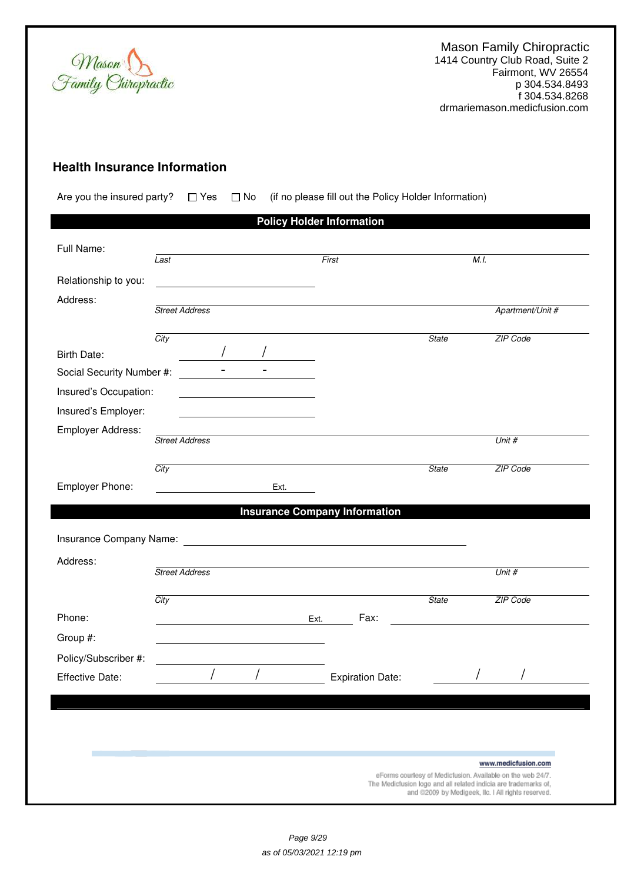Mason Family Chiropractic
1414 Country Club Road, Suite 2
Fairmont, WV 26554
p 304.534.8493
f 304.534.8268
drmariemason.medicfusion.com

## Health Insurance Information

Are you the insured party? ☐ Yes ☐ No (if no please fill out the Policy Holder Information)

### Policy Holder Information

Full Name: ______________________________________________
*Last* *First* *M.I.*

Relationship to you: ____________________

Address: ______________________________________________
*Street Address* *Apartment/Unit #*

______________________________________________
*City* *State* *ZIP Code*

Birth Date: ____/____/____

Social Security Number #: ____-____-____

Insured's Occupation: ____________________

Insured's Employer: ____________________

Employer Address: ______________________________________________
*Street Address* *Unit #*

______________________________________________
*City* *State* *ZIP Code*

Employer Phone: ____________________ Ext. ______

### Insurance Company Information

Insurance Company Name: ______________________________________________

Address: ______________________________________________
*Street Address* *Unit #*

______________________________________________
*City* *State* *ZIP Code*

Phone: ____________________ Ext. ______ Fax: ____________________

Group #: ____________________

Policy/Subscriber #: ____________________

Effective Date: ____/____/____ Expiration Date: ____/____/____

www.medicfusion.com

eForms courtesy of Medicfusion. Available on the web 24/7.
The Medicfusion logo and all related indicia are trademarks of,
and ©2009 by Medigeek, llc. | All rights reserved.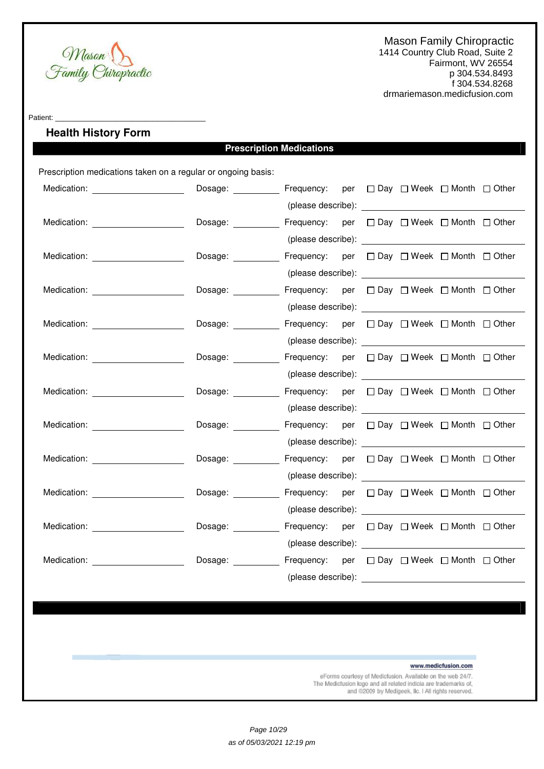Mason Family Chiropractic
1414 Country Club Road, Suite 2
Fairmont, WV 26554
p 304.534.8493
f 304.534.8268
drmariemason.medicfusion.com

Patient: ______________________________

## Health History Form

### Prescription Medications

Prescription medications taken on a regular or ongoing basis:

Medication: ________________ Dosage: ________ Frequency: per ☐ Day ☐ Week ☐ Month ☐ Other
(please describe): ____________________

Medication: ________________ Dosage: ________ Frequency: per ☐ Day ☐ Week ☐ Month ☐ Other
(please describe): ____________________

Medication: ________________ Dosage: ________ Frequency: per ☐ Day ☐ Week ☐ Month ☐ Other
(please describe): ____________________

Medication: ________________ Dosage: ________ Frequency: per ☐ Day ☐ Week ☐ Month ☐ Other
(please describe): ____________________

Medication: ________________ Dosage: ________ Frequency: per ☐ Day ☐ Week ☐ Month ☐ Other
(please describe): ____________________

Medication: ________________ Dosage: ________ Frequency: per ☐ Day ☐ Week ☐ Month ☐ Other
(please describe): ____________________

Medication: ________________ Dosage: ________ Frequency: per ☐ Day ☐ Week ☐ Month ☐ Other
(please describe): ____________________

Medication: ________________ Dosage: ________ Frequency: per ☐ Day ☐ Week ☐ Month ☐ Other
(please describe): ____________________

Medication: ________________ Dosage: ________ Frequency: per ☐ Day ☐ Week ☐ Month ☐ Other
(please describe): ____________________

Medication: ________________ Dosage: ________ Frequency: per ☐ Day ☐ Week ☐ Month ☐ Other
(please describe): ____________________

Medication: ________________ Dosage: ________ Frequency: per ☐ Day ☐ Week ☐ Month ☐ Other
(please describe): ____________________

Medication: ________________ Dosage: ________ Frequency: per ☐ Day ☐ Week ☐ Month ☐ Other
(please describe): ____________________

www.medicfusion.com

eForms courtesy of Medicfusion. Available on the web 24/7.
The Medicfusion logo and all related indicia are trademarks of,
and ©2009 by Medigeek, llc. | All rights reserved.

*as of 05/03/2021 12:19 pm*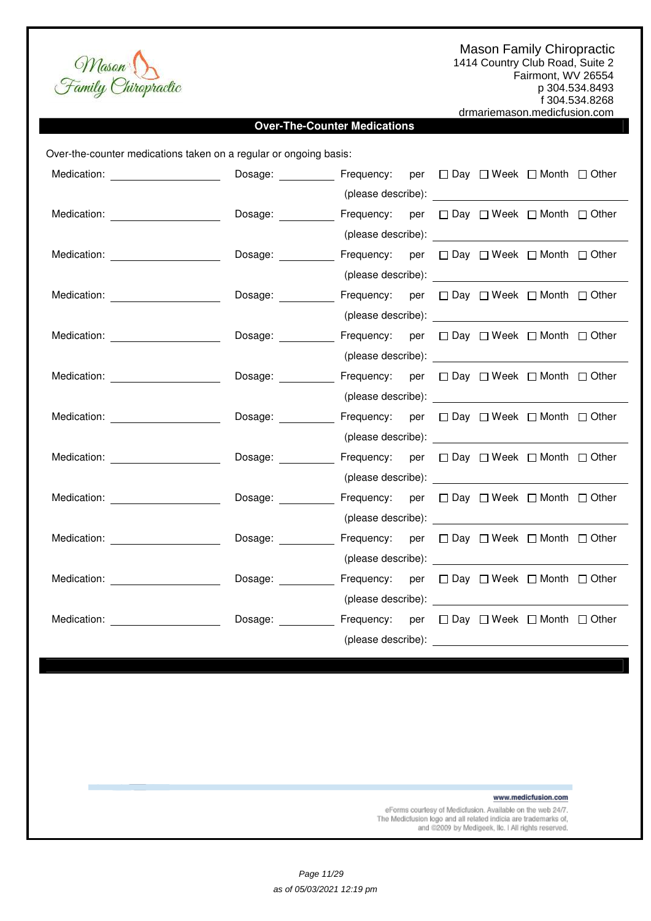Mason Family Chiropractic
1414 Country Club Road, Suite 2
Fairmont, WV 26554
p 304.534.8493
f 304.534.8268
drmariemason.medicfusion.com

## Over-The-Counter Medications

Over-the-counter medications taken on a regular or ongoing basis:

Medication: ____________ Dosage: ________ Frequency: per ☐ Day ☐ Week ☐ Month ☐ Other
(please describe): ____________

Medication: ____________ Dosage: ________ Frequency: per ☐ Day ☐ Week ☐ Month ☐ Other
(please describe): ____________

Medication: ____________ Dosage: ________ Frequency: per ☐ Day ☐ Week ☐ Month ☐ Other
(please describe): ____________

Medication: ____________ Dosage: ________ Frequency: per ☐ Day ☐ Week ☐ Month ☐ Other
(please describe): ____________

Medication: ____________ Dosage: ________ Frequency: per ☐ Day ☐ Week ☐ Month ☐ Other
(please describe): ____________

Medication: ____________ Dosage: ________ Frequency: per ☐ Day ☐ Week ☐ Month ☐ Other
(please describe): ____________

Medication: ____________ Dosage: ________ Frequency: per ☐ Day ☐ Week ☐ Month ☐ Other
(please describe): ____________

Medication: ____________ Dosage: ________ Frequency: per ☐ Day ☐ Week ☐ Month ☐ Other
(please describe): ____________

Medication: ____________ Dosage: ________ Frequency: per ☐ Day ☐ Week ☐ Month ☐ Other
(please describe): ____________

Medication: ____________ Dosage: ________ Frequency: per ☐ Day ☐ Week ☐ Month ☐ Other
(please describe): ____________

Medication: ____________ Dosage: ________ Frequency: per ☐ Day ☐ Week ☐ Month ☐ Other
(please describe): ____________

Medication: ____________ Dosage: ________ Frequency: per ☐ Day ☐ Week ☐ Month ☐ Other
(please describe): ____________

www.medicfusion.com

eForms courtesy of Medicfusion. Available on the web 24/7.
The Medicfusion logo and all related indicia are trademarks of,
and ©2009 by Medigeek, llc. I All rights reserved.

as of 05/03/2021 12:19 pm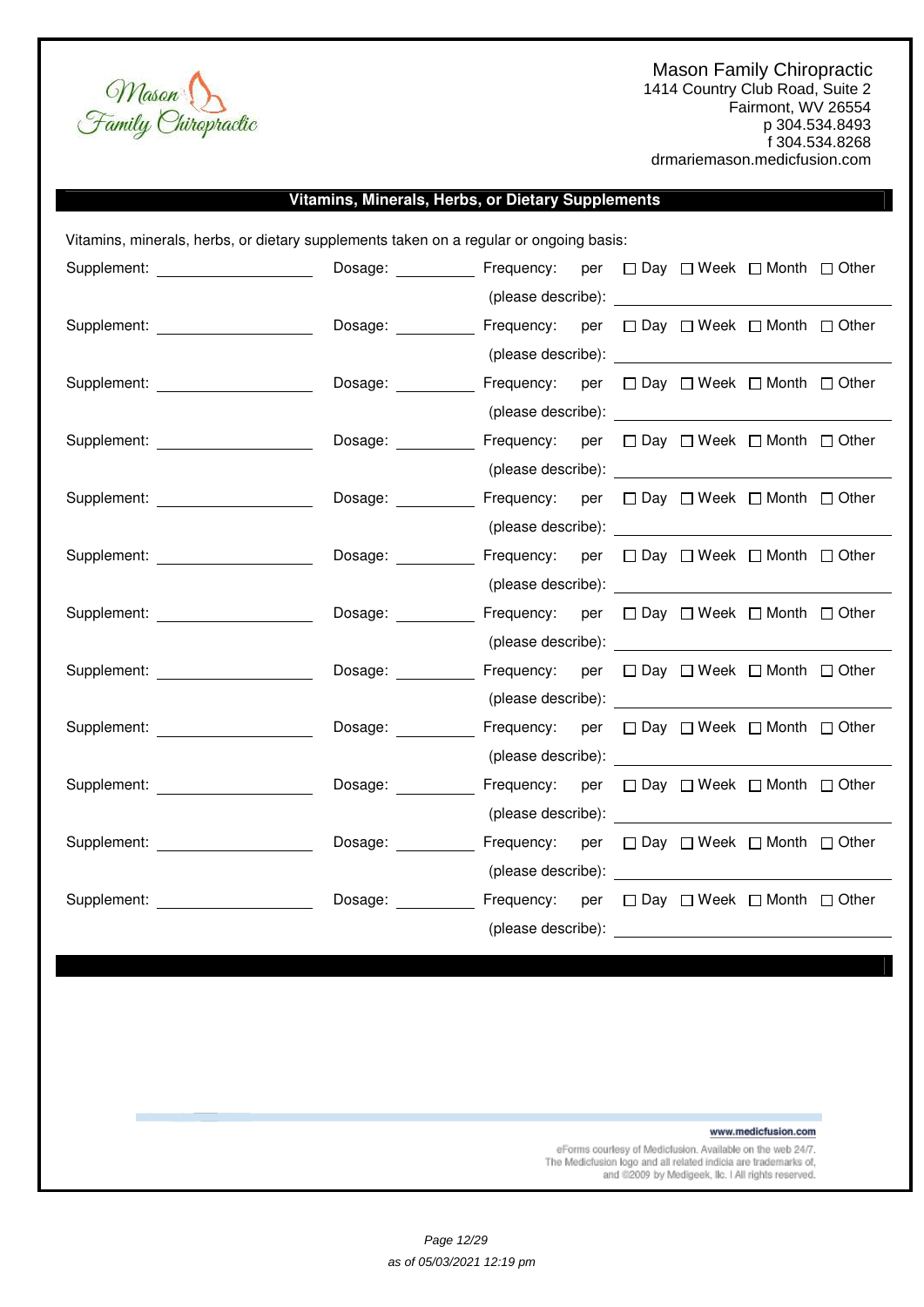Mason Family Chiropractic
1414 Country Club Road, Suite 2
Fairmont, WV 26554
p 304.534.8493
f 304.534.8268
drmariemason.medicfusion.com

## Vitamins, Minerals, Herbs, or Dietary Supplements

Vitamins, minerals, herbs, or dietary supplements taken on a regular or ongoing basis:

Supplement: ________ Dosage: ________ Frequency: per ☐ Day ☐ Week ☐ Month ☐ Other
(please describe): ________

Supplement: ________ Dosage: ________ Frequency: per ☐ Day ☐ Week ☐ Month ☐ Other
(please describe): ________

Supplement: ________ Dosage: ________ Frequency: per ☐ Day ☐ Week ☐ Month ☐ Other
(please describe): ________

Supplement: ________ Dosage: ________ Frequency: per ☐ Day ☐ Week ☐ Month ☐ Other
(please describe): ________

Supplement: ________ Dosage: ________ Frequency: per ☐ Day ☐ Week ☐ Month ☐ Other
(please describe): ________

Supplement: ________ Dosage: ________ Frequency: per ☐ Day ☐ Week ☐ Month ☐ Other
(please describe): ________

Supplement: ________ Dosage: ________ Frequency: per ☐ Day ☐ Week ☐ Month ☐ Other
(please describe): ________

Supplement: ________ Dosage: ________ Frequency: per ☐ Day ☐ Week ☐ Month ☐ Other
(please describe): ________

Supplement: ________ Dosage: ________ Frequency: per ☐ Day ☐ Week ☐ Month ☐ Other
(please describe): ________

Supplement: ________ Dosage: ________ Frequency: per ☐ Day ☐ Week ☐ Month ☐ Other
(please describe): ________

Supplement: ________ Dosage: ________ Frequency: per ☐ Day ☐ Week ☐ Month ☐ Other
(please describe): ________

Supplement: ________ Dosage: ________ Frequency: per ☐ Day ☐ Week ☐ Month ☐ Other
(please describe): ________

www.medicfusion.com

eForms courtesy of Medicfusion. Available on the web 24/7.
The Medicfusion logo and all related indicia are trademarks of,
and ©2009 by Medigeek, llc. | All rights reserved.

as of 05/03/2021 12:19 pm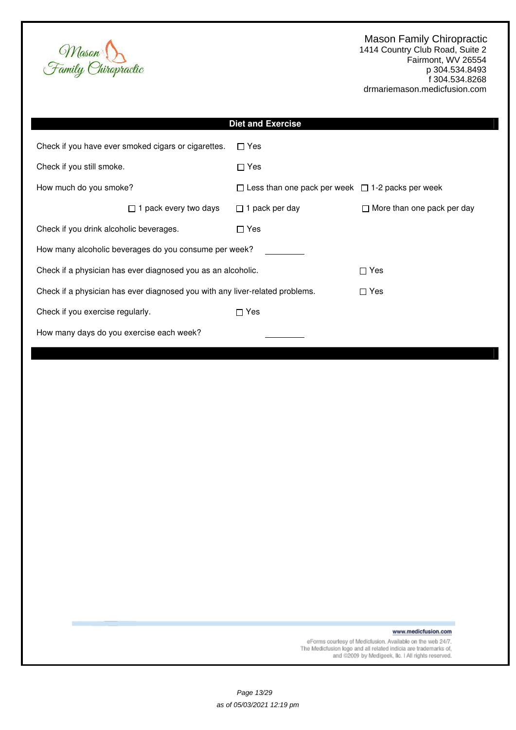Mason Family Chiropractic
1414 Country Club Road, Suite 2
Fairmont, WV 26554
p 304.534.8493
f 304.534.8268
drmariemason.medicfusion.com

## Diet and Exercise

Check if you have ever smoked cigars or cigarettes. ☐ Yes

Check if you still smoke. ☐ Yes

How much do you smoke? ☐ Less than one pack per week ☐ 1-2 packs per week ☐ 1 pack every two days ☐ 1 pack per day ☐ More than one pack per day

Check if you drink alcoholic beverages. ☐ Yes

How many alcoholic beverages do you consume per week? ________

Check if a physician has ever diagnosed you as an alcoholic. ☐ Yes

Check if a physician has ever diagnosed you with any liver-related problems. ☐ Yes

Check if you exercise regularly. ☐ Yes

How many days do you exercise each week? ________

www.medicfusion.com

eForms courtesy of Medicfusion. Available on the web 24/7.
The Medicfusion logo and all related indicia are trademarks of,
and ©2009 by Medigeek, llc. | All rights reserved.

as of 05/03/2021 12:19 pm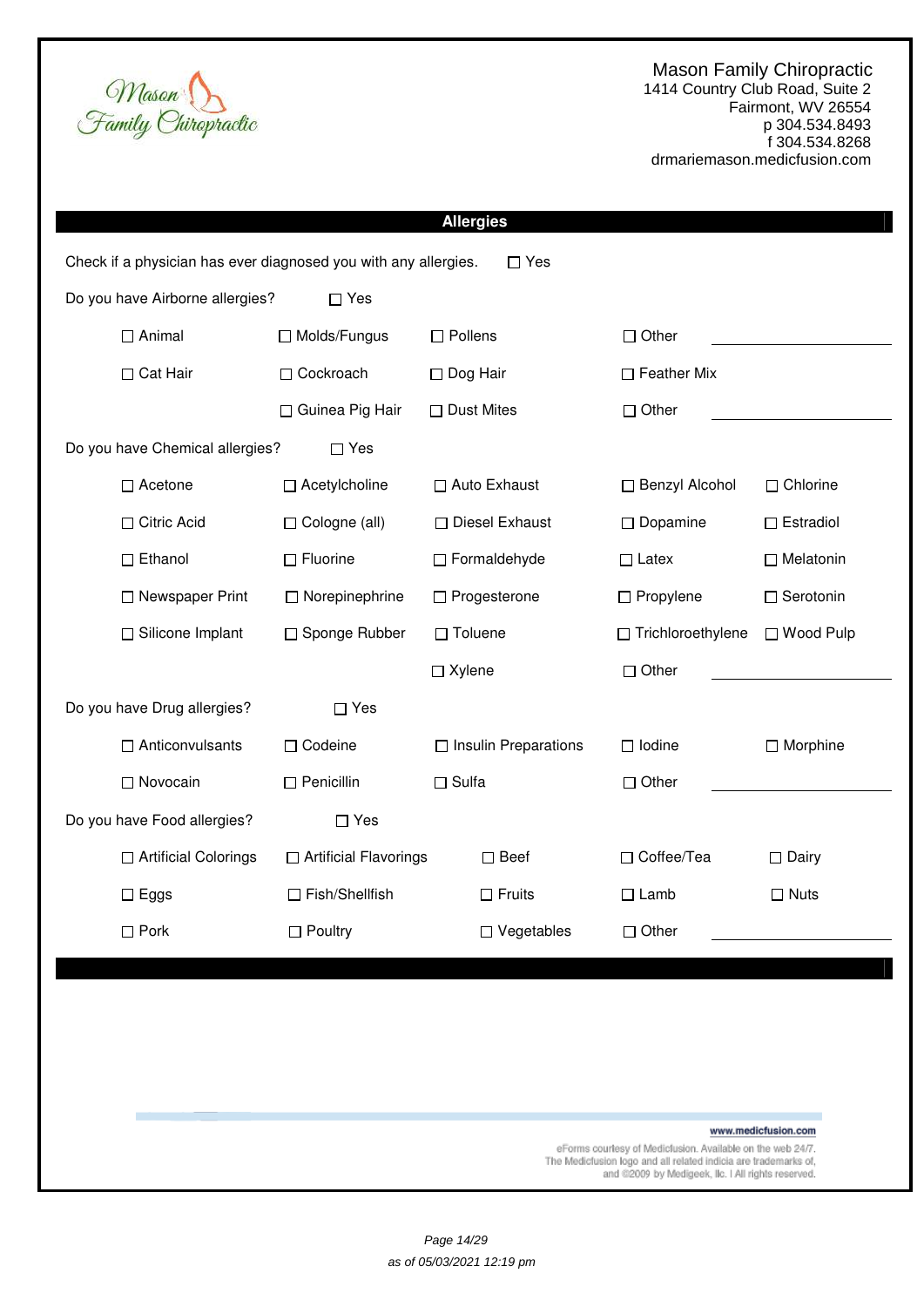Mason Family Chiropractic
1414 Country Club Road, Suite 2
Fairmont, WV 26554
p 304.534.8493
f 304.534.8268
drmariemason.medicfusion.com

## Allergies

Check if a physician has ever diagnosed you with any allergies. ☐ Yes

Do you have Airborne allergies? ☐ Yes

| | | | | |
|---|---|---|---|---|
| ☐ Animal | ☐ Molds/Fungus | ☐ Pollens | ☐ Other | ________ |
| ☐ Cat Hair | ☐ Cockroach | ☐ Dog Hair | ☐ Feather Mix | |
| | ☐ Guinea Pig Hair | ☐ Dust Mites | ☐ Other | ________ |

Do you have Chemical allergies? ☐ Yes

| | | | | |
|---|---|---|---|---|
| ☐ Acetone | ☐ Acetylcholine | ☐ Auto Exhaust | ☐ Benzyl Alcohol | ☐ Chlorine |
| ☐ Citric Acid | ☐ Cologne (all) | ☐ Diesel Exhaust | ☐ Dopamine | ☐ Estradiol |
| ☐ Ethanol | ☐ Fluorine | ☐ Formaldehyde | ☐ Latex | ☐ Melatonin |
| ☐ Newspaper Print | ☐ Norepinephrine | ☐ Progesterone | ☐ Propylene | ☐ Serotonin |
| ☐ Silicone Implant | ☐ Sponge Rubber | ☐ Toluene | ☐ Trichloroethylene | ☐ Wood Pulp |
| | | ☐ Xylene | ☐ Other | ________ |

Do you have Drug allergies? ☐ Yes

| | | | | |
|---|---|---|---|---|
| ☐ Anticonvulsants | ☐ Codeine | ☐ Insulin Preparations | ☐ Iodine | ☐ Morphine |
| ☐ Novocain | ☐ Penicillin | ☐ Sulfa | ☐ Other | ________ |

Do you have Food allergies? ☐ Yes

| | | | | |
|---|---|---|---|---|
| ☐ Artificial Colorings | ☐ Artificial Flavorings | ☐ Beef | ☐ Coffee/Tea | ☐ Dairy |
| ☐ Eggs | ☐ Fish/Shellfish | ☐ Fruits | ☐ Lamb | ☐ Nuts |
| ☐ Pork | ☐ Poultry | ☐ Vegetables | ☐ Other | ________ |

www.medicfusion.com

eForms courtesy of Medicfusion. Available on the web 24/7.
The Medicfusion logo and all related indicia are trademarks of,
and ©2009 by Medigeek, llc. | All rights reserved.

as of 05/03/2021 12:19 pm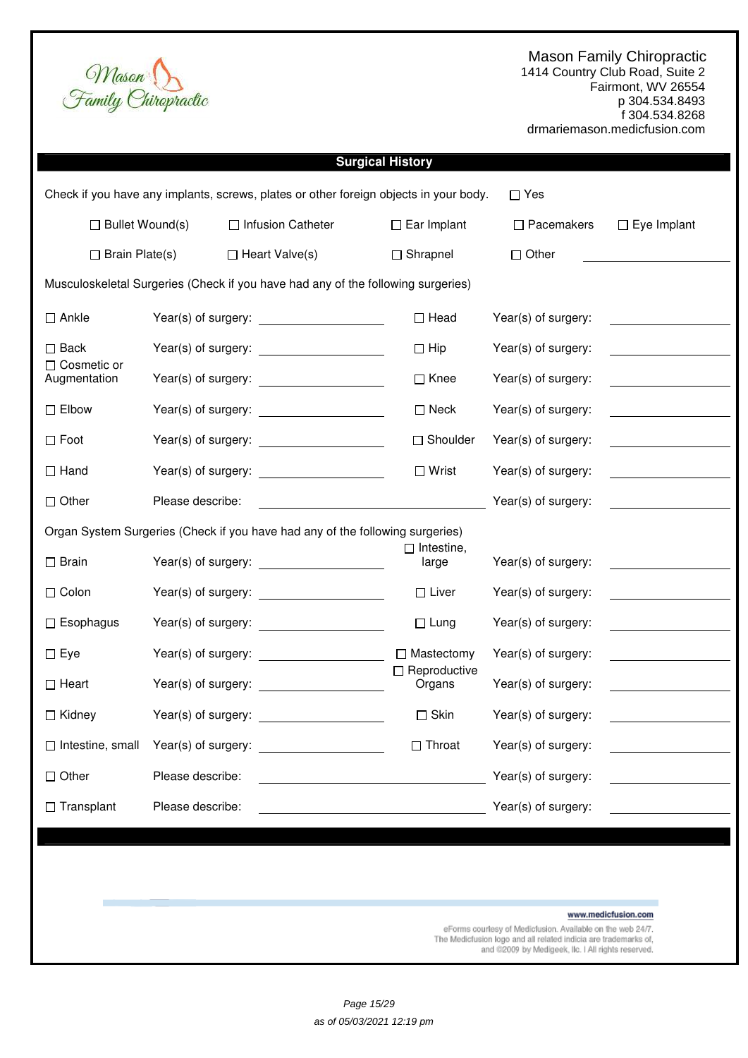Mason Family Chiropractic
1414 Country Club Road, Suite 2
Fairmont, WV 26554
p 304.534.8493
f 304.534.8268
drmariemason.medicfusion.com

## Surgical History

Check if you have any implants, screws, plates or other foreign objects in your body. ☐ Yes

| | | | | |
|---|---|---|---|---|
| ☐ Bullet Wound(s) | ☐ Infusion Catheter | ☐ Ear Implant | ☐ Pacemakers | ☐ Eye Implant |
| ☐ Brain Plate(s) | ☐ Heart Valve(s) | ☐ Shrapnel | ☐ Other ______ | |

Musculoskeletal Surgeries (Check if you have had any of the following surgeries)

| | | | |
|---|---|---|---|
| ☐ Ankle | Year(s) of surgery: ______ | ☐ Head | Year(s) of surgery: ______ |
| ☐ Back | Year(s) of surgery: ______ | ☐ Hip | Year(s) of surgery: ______ |
| ☐ Cosmetic or Augmentation | Year(s) of surgery: ______ | ☐ Knee | Year(s) of surgery: ______ |
| ☐ Elbow | Year(s) of surgery: ______ | ☐ Neck | Year(s) of surgery: ______ |
| ☐ Foot | Year(s) of surgery: ______ | ☐ Shoulder | Year(s) of surgery: ______ |
| ☐ Hand | Year(s) of surgery: ______ | ☐ Wrist | Year(s) of surgery: ______ |
| ☐ Other | Please describe: ______ | | Year(s) of surgery: ______ |

Organ System Surgeries (Check if you have had any of the following surgeries)

| | | | |
|---|---|---|---|
| ☐ Brain | Year(s) of surgery: ______ | ☐ Intestine, large | Year(s) of surgery: ______ |
| ☐ Colon | Year(s) of surgery: ______ | ☐ Liver | Year(s) of surgery: ______ |
| ☐ Esophagus | Year(s) of surgery: ______ | ☐ Lung | Year(s) of surgery: ______ |
| ☐ Eye | Year(s) of surgery: ______ | ☐ Mastectomy | Year(s) of surgery: ______ |
| ☐ Heart | Year(s) of surgery: ______ | ☐ Reproductive Organs | Year(s) of surgery: ______ |
| ☐ Kidney | Year(s) of surgery: ______ | ☐ Skin | Year(s) of surgery: ______ |
| ☐ Intestine, small | Year(s) of surgery: ______ | ☐ Throat | Year(s) of surgery: ______ |
| ☐ Other | Please describe: ______ | | Year(s) of surgery: ______ |
| ☐ Transplant | Please describe: ______ | | Year(s) of surgery: ______ |

www.medicfusion.com

eForms courtesy of Medicfusion. Available on the web 24/7. The Medicfusion logo and all related indicia are trademarks of, and ©2009 by Medigeek, llc. I All rights reserved.

as of 05/03/2021 12:19 pm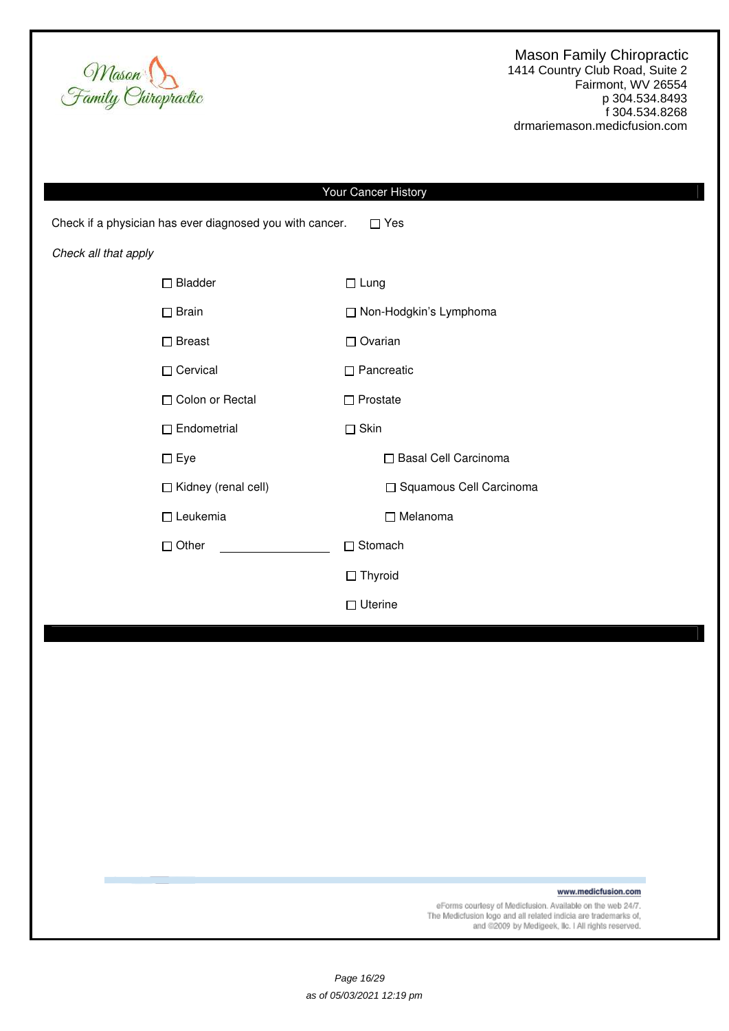Mason Family Chiropractic
1414 Country Club Road, Suite 2
Fairmont, WV 26554
p 304.534.8493
f 304.534.8268
drmariemason.medicfusion.com

## Your Cancer History

Check if a physician has ever diagnosed you with cancer. ☐ Yes

*Check all that apply*

- ☐ Bladder
- ☐ Brain
- ☐ Breast
- ☐ Cervical
- ☐ Colon or Rectal
- ☐ Endometrial
- ☐ Eye
- ☐ Kidney (renal cell)
- ☐ Leukemia
- ☐ Other ________________
- ☐ Lung
- ☐ Non-Hodgkin's Lymphoma
- ☐ Ovarian
- ☐ Pancreatic
- ☐ Prostate
- ☐ Skin
  - ☐ Basal Cell Carcinoma
  - ☐ Squamous Cell Carcinoma
  - ☐ Melanoma
- ☐ Stomach
- ☐ Thyroid
- ☐ Uterine

www.medicfusion.com

eForms courtesy of Medicfusion. Available on the web 24/7.
The Medicfusion logo and all related indicia are trademarks of,
and ©2009 by Medigeek, llc. | All rights reserved.

as of 05/03/2021 12:19 pm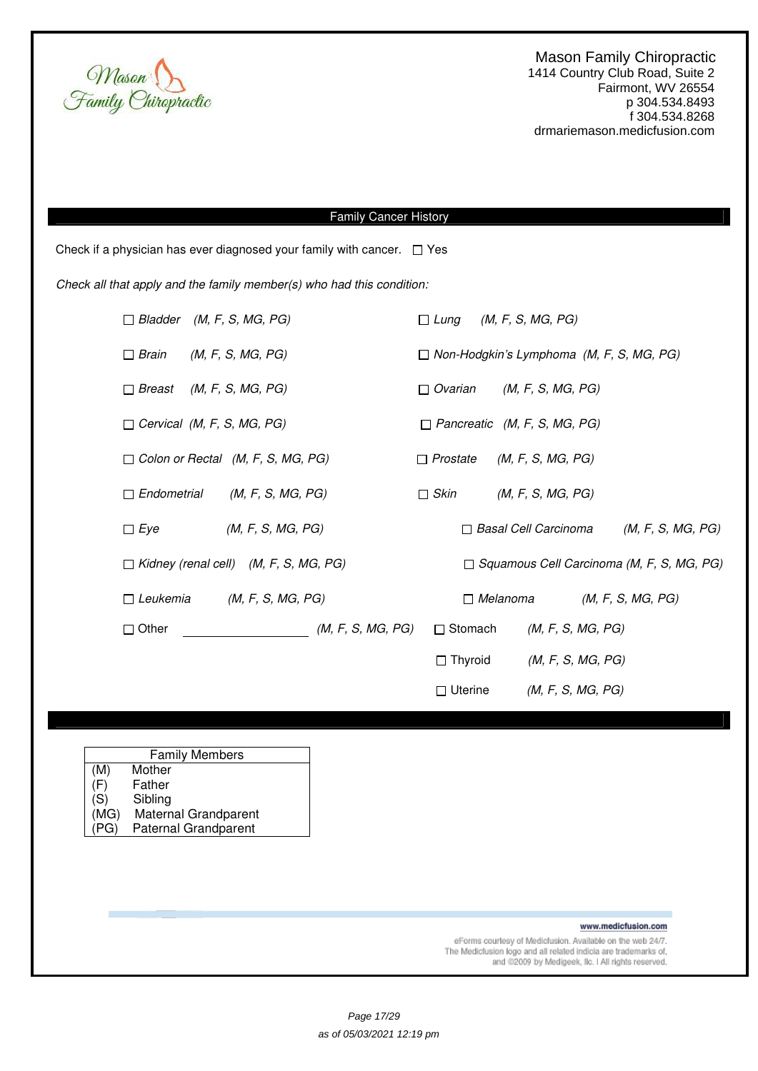Mason Family Chiropractic
1414 Country Club Road, Suite 2
Fairmont, WV 26554
p 304.534.8493
f 304.534.8268
drmariemason.medicfusion.com

## Family Cancer History

Check if a physician has ever diagnosed your family with cancer. ☐ Yes

*Check all that apply and the family member(s) who had this condition:*

- ☐ *Bladder (M, F, S, MG, PG)*
- ☐ *Brain (M, F, S, MG, PG)*
- ☐ *Breast (M, F, S, MG, PG)*
- ☐ *Cervical (M, F, S, MG, PG)*
- ☐ *Colon or Rectal (M, F, S, MG, PG)*
- ☐ *Endometrial (M, F, S, MG, PG)*
- ☐ *Eye (M, F, S, MG, PG)*
- ☐ *Kidney (renal cell) (M, F, S, MG, PG)*
- ☐ *Leukemia (M, F, S, MG, PG)*
- ☐ Other ______________ *(M, F, S, MG, PG)*
- ☐ *Lung (M, F, S, MG, PG)*
- ☐ *Non-Hodgkin's Lymphoma (M, F, S, MG, PG)*
- ☐ *Ovarian (M, F, S, MG, PG)*
- ☐ *Pancreatic (M, F, S, MG, PG)*
- ☐ *Prostate (M, F, S, MG, PG)*
- ☐ *Skin (M, F, S, MG, PG)*
  - ☐ *Basal Cell Carcinoma (M, F, S, MG, PG)*
  - ☐ *Squamous Cell Carcinoma (M, F, S, MG, PG)*
  - ☐ *Melanoma (M, F, S, MG, PG)*
- ☐ Stomach *(M, F, S, MG, PG)*
- ☐ Thyroid *(M, F, S, MG, PG)*
- ☐ Uterine *(M, F, S, MG, PG)*

| Family Members | |
|---|---|
| (M) | Mother |
| (F) | Father |
| (S) | Sibling |
| (MG) | Maternal Grandparent |
| (PG) | Paternal Grandparent |

www.medicfusion.com

eForms courtesy of Medicfusion. Available on the web 24/7.
The Medicfusion logo and all related indicia are trademarks of,
and ©2009 by Medigeek, llc. | All rights reserved.

as of 05/03/2021 12:19 pm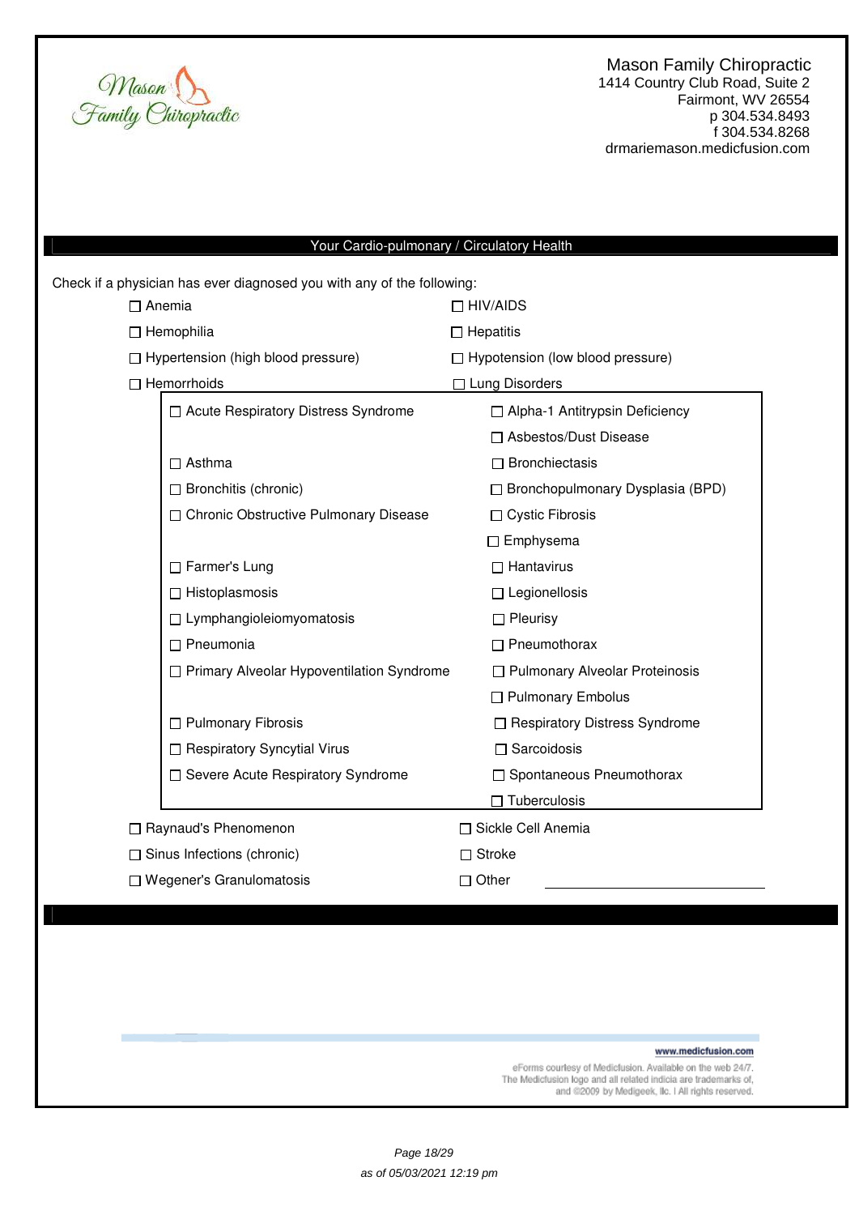Mason Family Chiropractic
1414 Country Club Road, Suite 2
Fairmont, WV 26554
p 304.534.8493
f 304.534.8268
drmariemason.medicfusion.com

## Your Cardio-pulmonary / Circulatory Health

Check if a physician has ever diagnosed you with any of the following:

- ☐ Anemia
- ☐ HIV/AIDS
- ☐ Hemophilia
- ☐ Hepatitis
- ☐ Hypertension (high blood pressure)
- ☐ Hypotension (low blood pressure)
- ☐ Hemorrhoids
- ☐ Lung Disorders
  - ☐ Acute Respiratory Distress Syndrome
  - ☐ Alpha-1 Antitrypsin Deficiency
  - ☐ Asbestos/Dust Disease
  - ☐ Asthma
  - ☐ Bronchiectasis
  - ☐ Bronchitis (chronic)
  - ☐ Bronchopulmonary Dysplasia (BPD)
  - ☐ Chronic Obstructive Pulmonary Disease
  - ☐ Cystic Fibrosis
  - ☐ Emphysema
  - ☐ Farmer's Lung
  - ☐ Hantavirus
  - ☐ Histoplasmosis
  - ☐ Legionellosis
  - ☐ Lymphangioleiomyomatosis
  - ☐ Pleurisy
  - ☐ Pneumonia
  - ☐ Pneumothorax
  - ☐ Primary Alveolar Hypoventilation Syndrome
  - ☐ Pulmonary Alveolar Proteinosis
  - ☐ Pulmonary Embolus
  - ☐ Pulmonary Fibrosis
  - ☐ Respiratory Distress Syndrome
  - ☐ Respiratory Syncytial Virus
  - ☐ Sarcoidosis
  - ☐ Severe Acute Respiratory Syndrome
  - ☐ Spontaneous Pneumothorax
  - ☐ Tuberculosis
- ☐ Raynaud's Phenomenon
- ☐ Sickle Cell Anemia
- ☐ Sinus Infections (chronic)
- ☐ Stroke
- ☐ Wegener's Granulomatosis
- ☐ Other ____________________

www.medicfusion.com

eForms courtesy of Medicfusion. Available on the web 24/7.
The Medicfusion logo and all related indicia are trademarks of,
and ©2009 by Medigeek, llc. | All rights reserved.

as of 05/03/2021 12:19 pm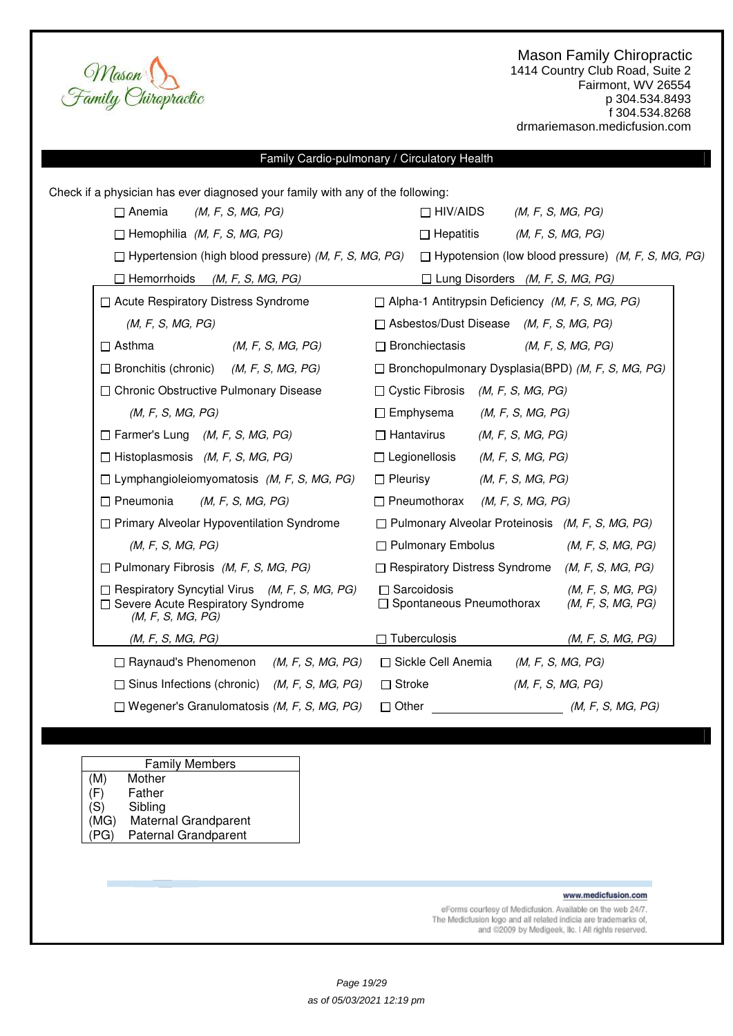Mason Family Chiropractic
1414 Country Club Road, Suite 2
Fairmont, WV 26554
p 304.534.8493
f 304.534.8268
drmariemason.medicfusion.com

## Family Cardio-pulmonary / Circulatory Health

Check if a physician has ever diagnosed your family with any of the following:

- ☐ Anemia *(M, F, S, MG, PG)*
- ☐ HIV/AIDS *(M, F, S, MG, PG)*
- ☐ Hemophilia *(M, F, S, MG, PG)*
- ☐ Hepatitis *(M, F, S, MG, PG)*
- ☐ Hypertension (high blood pressure) *(M, F, S, MG, PG)*
- ☐ Hypotension (low blood pressure) *(M, F, S, MG, PG)*
- ☐ Hemorrhoids *(M, F, S, MG, PG)*
- ☐ Lung Disorders *(M, F, S, MG, PG)*

| | |
|---|---|
| ☐ Acute Respiratory Distress Syndrome *(M, F, S, MG, PG)* | ☐ Alpha-1 Antitrypsin Deficiency *(M, F, S, MG, PG)* |
| | ☐ Asbestos/Dust Disease *(M, F, S, MG, PG)* |
| ☐ Asthma *(M, F, S, MG, PG)* | ☐ Bronchiectasis *(M, F, S, MG, PG)* |
| ☐ Bronchitis (chronic) *(M, F, S, MG, PG)* | ☐ Bronchopulmonary Dysplasia(BPD) *(M, F, S, MG, PG)* |
| ☐ Chronic Obstructive Pulmonary Disease *(M, F, S, MG, PG)* | ☐ Cystic Fibrosis *(M, F, S, MG, PG)* |
| | ☐ Emphysema *(M, F, S, MG, PG)* |
| ☐ Farmer's Lung *(M, F, S, MG, PG)* | ☐ Hantavirus *(M, F, S, MG, PG)* |
| ☐ Histoplasmosis *(M, F, S, MG, PG)* | ☐ Legionellosis *(M, F, S, MG, PG)* |
| ☐ Lymphangioleiomyomatosis *(M, F, S, MG, PG)* | ☐ Pleurisy *(M, F, S, MG, PG)* |
| ☐ Pneumonia *(M, F, S, MG, PG)* | ☐ Pneumothorax *(M, F, S, MG, PG)* |
| ☐ Primary Alveolar Hypoventilation Syndrome *(M, F, S, MG, PG)* | ☐ Pulmonary Alveolar Proteinosis *(M, F, S, MG, PG)* |
| | ☐ Pulmonary Embolus *(M, F, S, MG, PG)* |
| ☐ Pulmonary Fibrosis *(M, F, S, MG, PG)* | ☐ Respiratory Distress Syndrome *(M, F, S, MG, PG)* |
| ☐ Respiratory Syncytial Virus *(M, F, S, MG, PG)* | ☐ Sarcoidosis *(M, F, S, MG, PG)* |
| ☐ Severe Acute Respiratory Syndrome *(M, F, S, MG, PG)* *(M, F, S, MG, PG)* | ☐ Spontaneous Pneumothorax *(M, F, S, MG, PG)* |
| | ☐ Tuberculosis *(M, F, S, MG, PG)* |

- ☐ Raynaud's Phenomenon *(M, F, S, MG, PG)*
- ☐ Sickle Cell Anemia *(M, F, S, MG, PG)*
- ☐ Sinus Infections (chronic) *(M, F, S, MG, PG)*
- ☐ Stroke *(M, F, S, MG, PG)*
- ☐ Wegener's Granulomatosis *(M, F, S, MG, PG)*
- ☐ Other ____________________ *(M, F, S, MG, PG)*

| Family Members | |
|---|---|
| (M) | Mother |
| (F) | Father |
| (S) | Sibling |
| (MG) | Maternal Grandparent |
| (PG) | Paternal Grandparent |

www.medicfusion.com

eForms courtesy of Medicfusion. Available on the web 24/7. The Medicfusion logo and all related indicia are trademarks of, and ©2009 by Medigeek, llc. | All rights reserved.

as of 05/03/2021 12:19 pm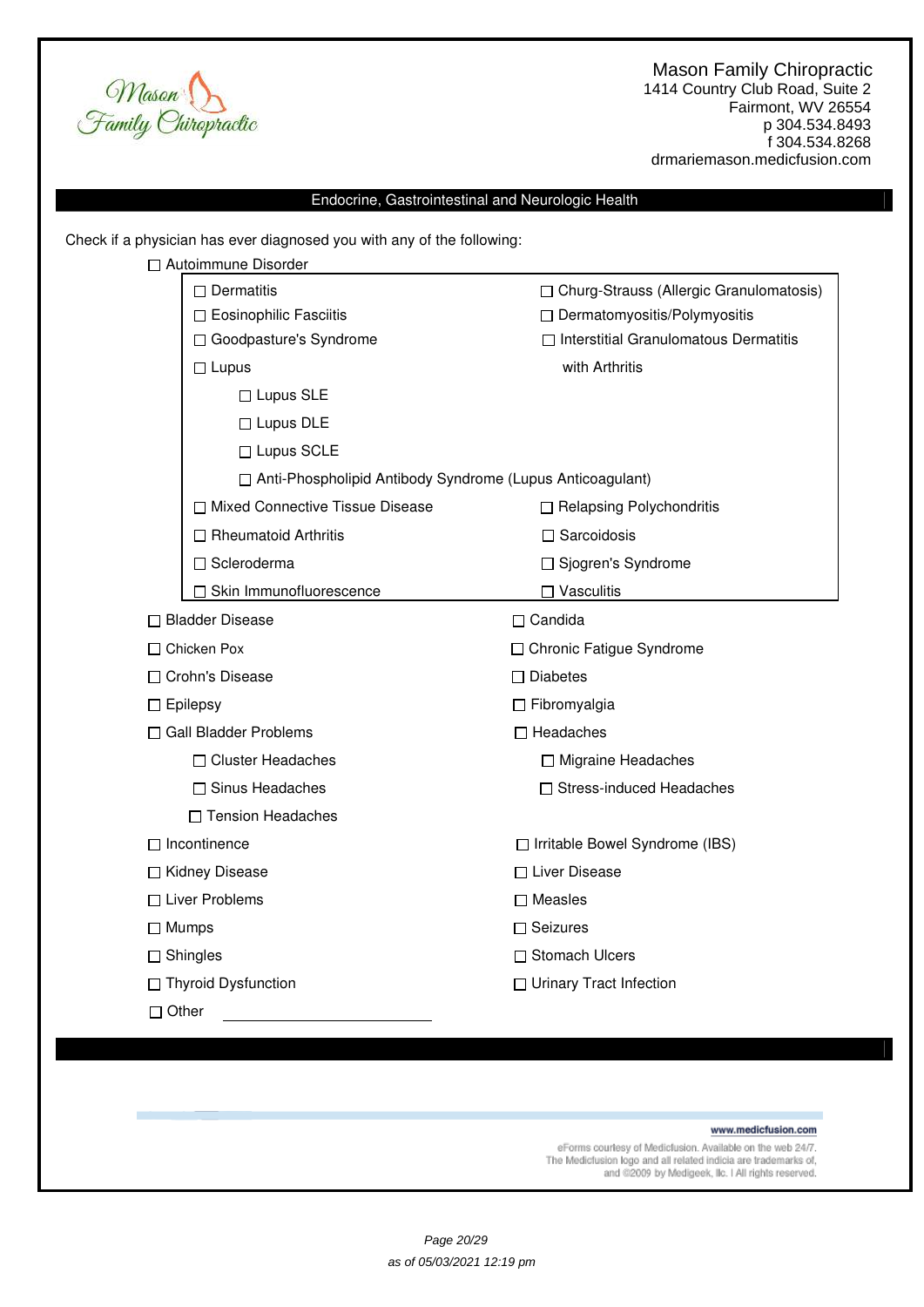Mason Family Chiropractic
1414 Country Club Road, Suite 2
Fairmont, WV 26554
p 304.534.8493
f 304.534.8268
drmariemason.medicfusion.com

## Endocrine, Gastrointestinal and Neurologic Health

Check if a physician has ever diagnosed you with any of the following:

- ☐ Autoimmune Disorder
  - ☐ Dermatitis
  - ☐ Churg-Strauss (Allergic Granulomatosis)
  - ☐ Eosinophilic Fasciitis
  - ☐ Dermatomyositis/Polymyositis
  - ☐ Goodpasture's Syndrome
  - ☐ Interstitial Granulomatous Dermatitis with Arthritis
  - ☐ Lupus
    - ☐ Lupus SLE
    - ☐ Lupus DLE
    - ☐ Lupus SCLE
    - ☐ Anti-Phospholipid Antibody Syndrome (Lupus Anticoagulant)
  - ☐ Mixed Connective Tissue Disease
  - ☐ Relapsing Polychondritis
  - ☐ Rheumatoid Arthritis
  - ☐ Sarcoidosis
  - ☐ Scleroderma
  - ☐ Sjogren's Syndrome
  - ☐ Skin Immunofluorescence
  - ☐ Vasculitis
- ☐ Bladder Disease
- ☐ Candida
- ☐ Chicken Pox
- ☐ Chronic Fatigue Syndrome
- ☐ Crohn's Disease
- ☐ Diabetes
- ☐ Epilepsy
- ☐ Fibromyalgia
- ☐ Gall Bladder Problems
- ☐ Headaches
  - ☐ Cluster Headaches
  - ☐ Migraine Headaches
  - ☐ Sinus Headaches
  - ☐ Stress-induced Headaches
  - ☐ Tension Headaches
- ☐ Incontinence
- ☐ Irritable Bowel Syndrome (IBS)
- ☐ Kidney Disease
- ☐ Liver Disease
- ☐ Liver Problems
- ☐ Measles
- ☐ Mumps
- ☐ Seizures
- ☐ Shingles
- ☐ Stomach Ulcers
- ☐ Thyroid Dysfunction
- ☐ Urinary Tract Infection
- ☐ Other ____________________

www.medicfusion.com

eForms courtesy of Medicfusion. Available on the web 24/7. The Medicfusion logo and all related indicia are trademarks of, and ©2009 by Medigeek, llc. | All rights reserved.

*as of 05/03/2021 12:19 pm*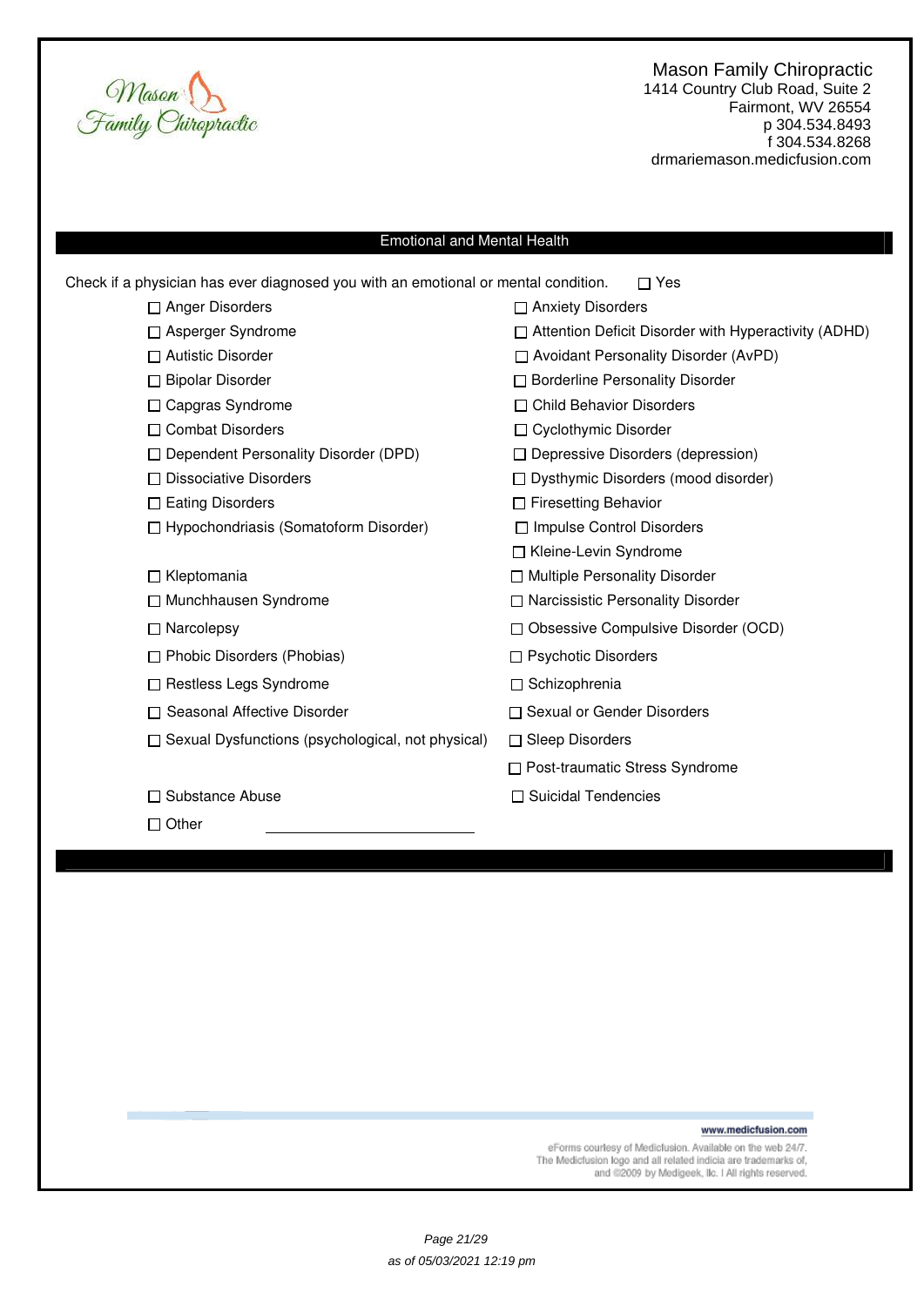Mason Family Chiropractic
1414 Country Club Road, Suite 2
Fairmont, WV 26554
p 304.534.8493
f 304.534.8268
drmariemason.medicfusion.com

## Emotional and Mental Health

Check if a physician has ever diagnosed you with an emotional or mental condition. ☐ Yes

- ☐ Anger Disorders
- ☐ Anxiety Disorders
- ☐ Asperger Syndrome
- ☐ Attention Deficit Disorder with Hyperactivity (ADHD)
- ☐ Autistic Disorder
- ☐ Avoidant Personality Disorder (AvPD)
- ☐ Bipolar Disorder
- ☐ Borderline Personality Disorder
- ☐ Capgras Syndrome
- ☐ Child Behavior Disorders
- ☐ Combat Disorders
- ☐ Cyclothymic Disorder
- ☐ Dependent Personality Disorder (DPD)
- ☐ Depressive Disorders (depression)
- ☐ Dissociative Disorders
- ☐ Dysthymic Disorders (mood disorder)
- ☐ Eating Disorders
- ☐ Firesetting Behavior
- ☐ Hypochondriasis (Somatoform Disorder)
- ☐ Impulse Control Disorders
- ☐ Kleine-Levin Syndrome
- ☐ Kleptomania
- ☐ Multiple Personality Disorder
- ☐ Munchhausen Syndrome
- ☐ Narcissistic Personality Disorder
- ☐ Narcolepsy
- ☐ Obsessive Compulsive Disorder (OCD)
- ☐ Phobic Disorders (Phobias)
- ☐ Psychotic Disorders
- ☐ Restless Legs Syndrome
- ☐ Schizophrenia
- ☐ Seasonal Affective Disorder
- ☐ Sexual or Gender Disorders
- ☐ Sexual Dysfunctions (psychological, not physical)
- ☐ Sleep Disorders
- ☐ Post-traumatic Stress Syndrome
- ☐ Substance Abuse
- ☐ Suicidal Tendencies
- ☐ Other ____________________

www.medicfusion.com

eForms courtesy of Medicfusion. Available on the web 24/7. The Medicfusion logo and all related indicia are trademarks of, and ©2009 by Medigeek, llc. | All rights reserved.

as of 05/03/2021 12:19 pm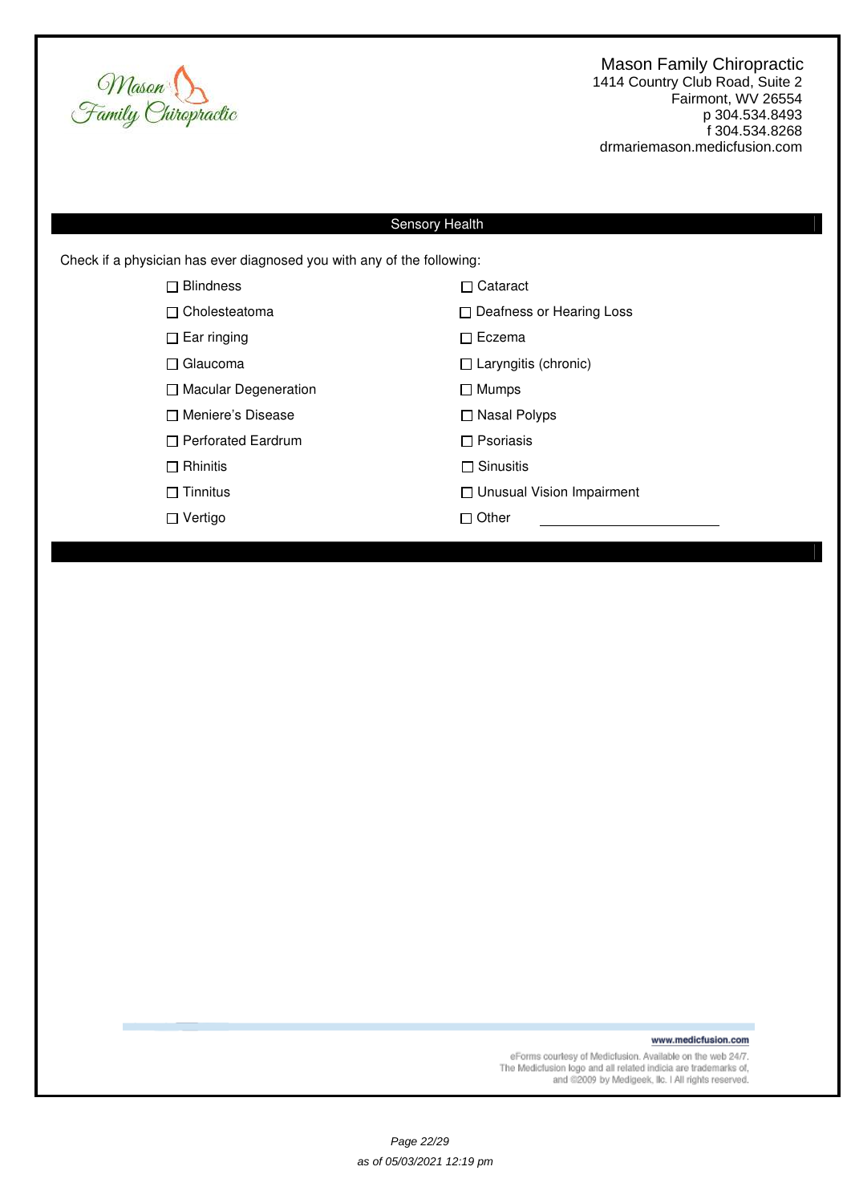Mason Family Chiropractic
1414 Country Club Road, Suite 2
Fairmont, WV 26554
p 304.534.8493
f 304.534.8268
drmariemason.medicfusion.com

## Sensory Health

Check if a physician has ever diagnosed you with any of the following:

- ☐ Blindness
- ☐ Cataract
- ☐ Cholesteatoma
- ☐ Deafness or Hearing Loss
- ☐ Ear ringing
- ☐ Eczema
- ☐ Glaucoma
- ☐ Laryngitis (chronic)
- ☐ Macular Degeneration
- ☐ Mumps
- ☐ Meniere's Disease
- ☐ Nasal Polyps
- ☐ Perforated Eardrum
- ☐ Psoriasis
- ☐ Rhinitis
- ☐ Sinusitis
- ☐ Tinnitus
- ☐ Unusual Vision Impairment
- ☐ Vertigo
- ☐ Other ______________________

www.medicfusion.com

eForms courtesy of Medicfusion. Available on the web 24/7.
The Medicfusion logo and all related indicia are trademarks of,
and ©2009 by Medigeek, llc. | All rights reserved.

*as of 05/03/2021 12:19 pm*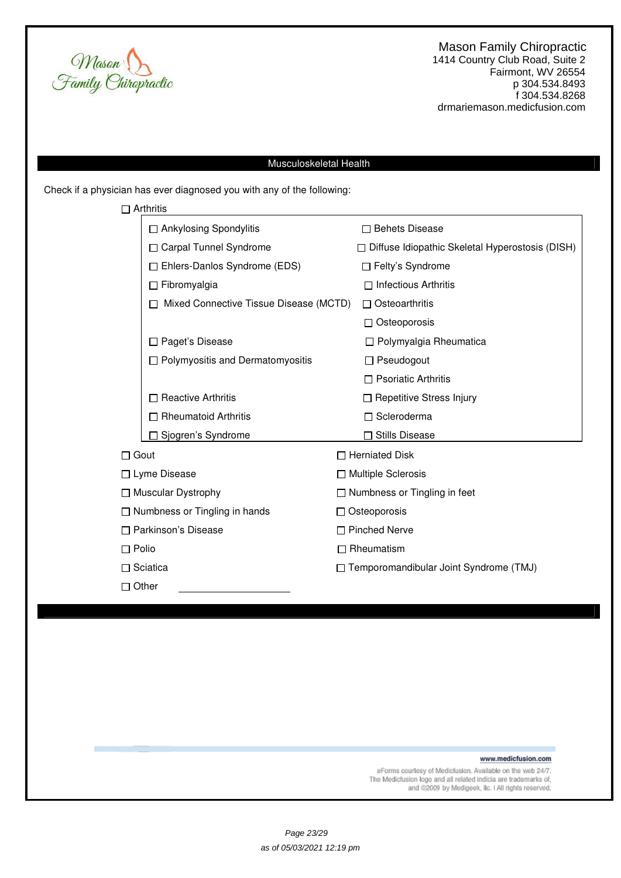Mason Family Chiropractic
1414 Country Club Road, Suite 2
Fairmont, WV 26554
p 304.534.8493
f 304.534.8268
drmariemason.medicfusion.com

## Musculoskeletal Health

Check if a physician has ever diagnosed you with any of the following:

- ☐ Arthritis
  - ☐ Ankylosing Spondylitis
  - ☐ Behets Disease
  - ☐ Carpal Tunnel Syndrome
  - ☐ Diffuse Idiopathic Skeletal Hyperostosis (DISH)
  - ☐ Ehlers-Danlos Syndrome (EDS)
  - ☐ Felty's Syndrome
  - ☐ Fibromyalgia
  - ☐ Infectious Arthritis
  - ☐ Mixed Connective Tissue Disease (MCTD)
  - ☐ Osteoarthritis
  - ☐ Osteoporosis
  - ☐ Paget's Disease
  - ☐ Polymyalgia Rheumatica
  - ☐ Polymyositis and Dermatomyositis
  - ☐ Pseudogout
  - ☐ Psoriatic Arthritis
  - ☐ Reactive Arthritis
  - ☐ Repetitive Stress Injury
  - ☐ Rheumatoid Arthritis
  - ☐ Scleroderma
  - ☐ Sjogren's Syndrome
  - ☐ Stills Disease
- ☐ Gout
- ☐ Herniated Disk
- ☐ Lyme Disease
- ☐ Multiple Sclerosis
- ☐ Muscular Dystrophy
- ☐ Numbness or Tingling in feet
- ☐ Numbness or Tingling in hands
- ☐ Osteoporosis
- ☐ Parkinson's Disease
- ☐ Pinched Nerve
- ☐ Polio
- ☐ Rheumatism
- ☐ Sciatica
- ☐ Temporomandibular Joint Syndrome (TMJ)
- ☐ Other ______________

www.medicfusion.com

eForms courtesy of Medicfusion. Available on the web 24/7. The Medicfusion logo and all related indicia are trademarks of, and ©2009 by Medigeek, llc. | All rights reserved.

as of 05/03/2021 12:19 pm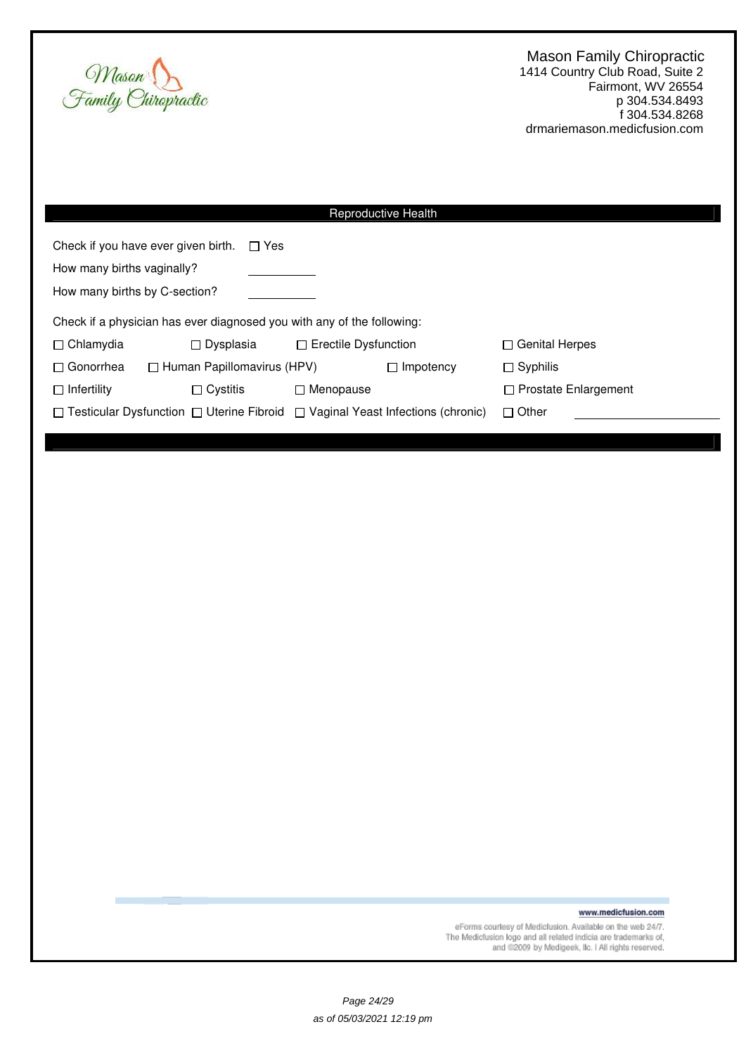Mason Family Chiropractic

Mason Family Chiropractic
1414 Country Club Road, Suite 2
Fairmont, WV 26554
p 304.534.8493
f 304.534.8268
drmariemason.medicfusion.com

## Reproductive Health

Check if you have ever given birth. ☐ Yes

How many births vaginally? ________

How many births by C-section? ________

Check if a physician has ever diagnosed you with any of the following:

| | | | |
|---|---|---|---|
| ☐ Chlamydia | ☐ Dysplasia | ☐ Erectile Dysfunction | ☐ Genital Herpes |
| ☐ Gonorrhea | ☐ Human Papillomavirus (HPV) | ☐ Impotency | ☐ Syphilis |
| ☐ Infertility | ☐ Cystitis | ☐ Menopause | ☐ Prostate Enlargement |
| ☐ Testicular Dysfunction | ☐ Uterine Fibroid | ☐ Vaginal Yeast Infections (chronic) | ☐ Other ____________ |

www.medicfusion.com

eForms courtesy of Medicfusion. Available on the web 24/7. The Medicfusion logo and all related indicia are trademarks of, and ©2009 by Medigeek, llc. | All rights reserved.

as of 05/03/2021 12:19 pm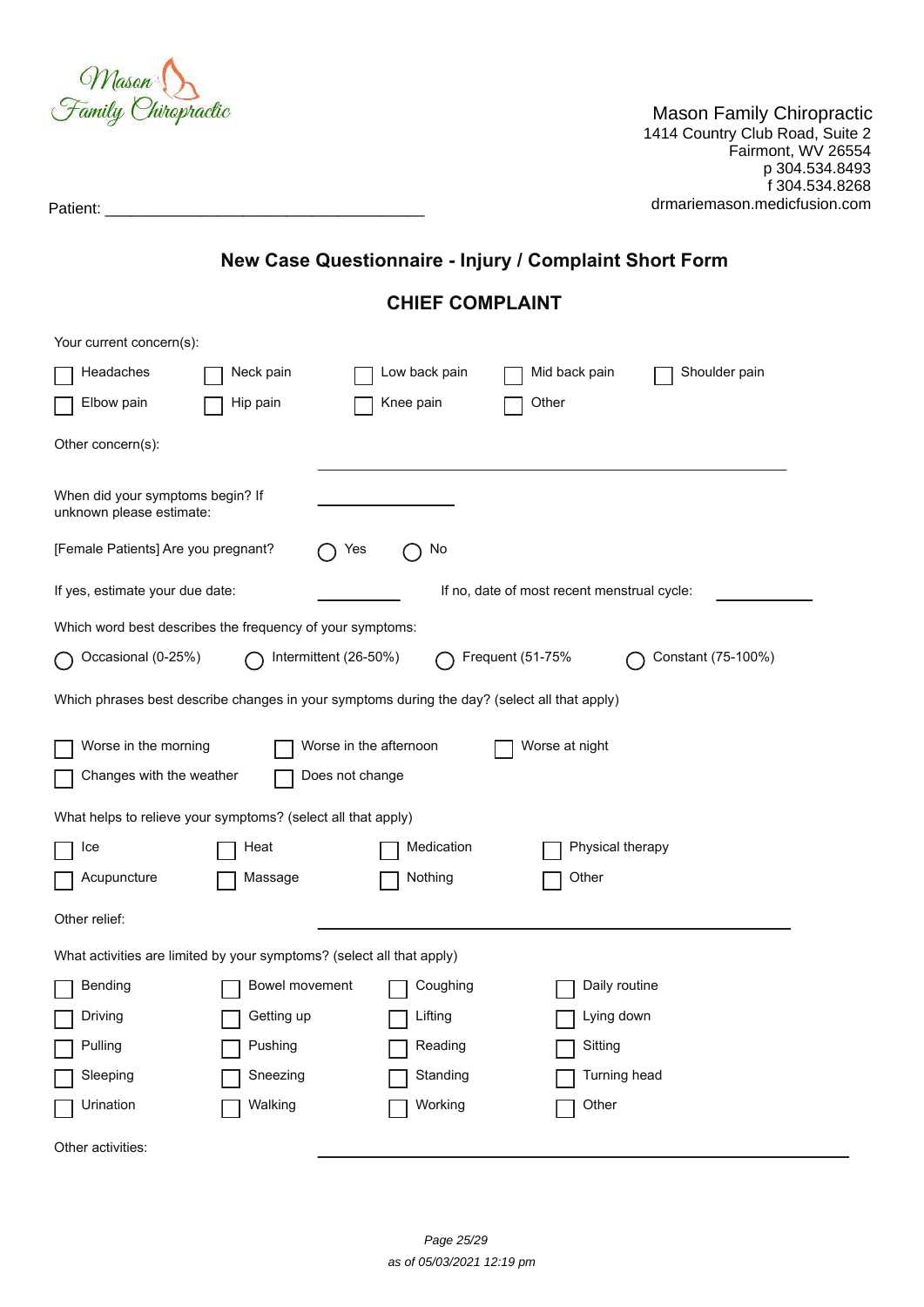Mason Family Chiropractic
1414 Country Club Road, Suite 2
Fairmont, WV 26554
p 304.534.8493
f 304.534.8268
drmariemason.medicfusion.com

Patient: ____________________________________

## New Case Questionnaire - Injury / Complaint Short Form

### CHIEF COMPLAINT

Your current concern(s):

- [ ] Headaches
- [ ] Neck pain
- [ ] Low back pain
- [ ] Mid back pain
- [ ] Shoulder pain
- [ ] Elbow pain
- [ ] Hip pain
- [ ] Knee pain
- [ ] Other

Other concern(s): ____________________________________

When did your symptoms begin? If unknown please estimate: ______________

[Female Patients] Are you pregnant? ○ Yes ○ No

If yes, estimate your due date: __________ If no, date of most recent menstrual cycle: __________

Which word best describes the frequency of your symptoms:

○ Occasional (0-25%) ○ Intermittent (26-50%) ○ Frequent (51-75% ○ Constant (75-100%)

Which phrases best describe changes in your symptoms during the day? (select all that apply)

- [ ] Worse in the morning
- [ ] Worse in the afternoon
- [ ] Worse at night
- [ ] Changes with the weather
- [ ] Does not change

What helps to relieve your symptoms? (select all that apply)

- [ ] Ice
- [ ] Heat
- [ ] Medication
- [ ] Physical therapy
- [ ] Acupuncture
- [ ] Massage
- [ ] Nothing
- [ ] Other

Other relief: ____________________________________

What activities are limited by your symptoms? (select all that apply)

- [ ] Bending
- [ ] Bowel movement
- [ ] Coughing
- [ ] Daily routine
- [ ] Driving
- [ ] Getting up
- [ ] Lifting
- [ ] Lying down
- [ ] Pulling
- [ ] Pushing
- [ ] Reading
- [ ] Sitting
- [ ] Sleeping
- [ ] Sneezing
- [ ] Standing
- [ ] Turning head
- [ ] Urination
- [ ] Walking
- [ ] Working
- [ ] Other

Other activities: ____________________________________

*as of 05/03/2021 12:19 pm*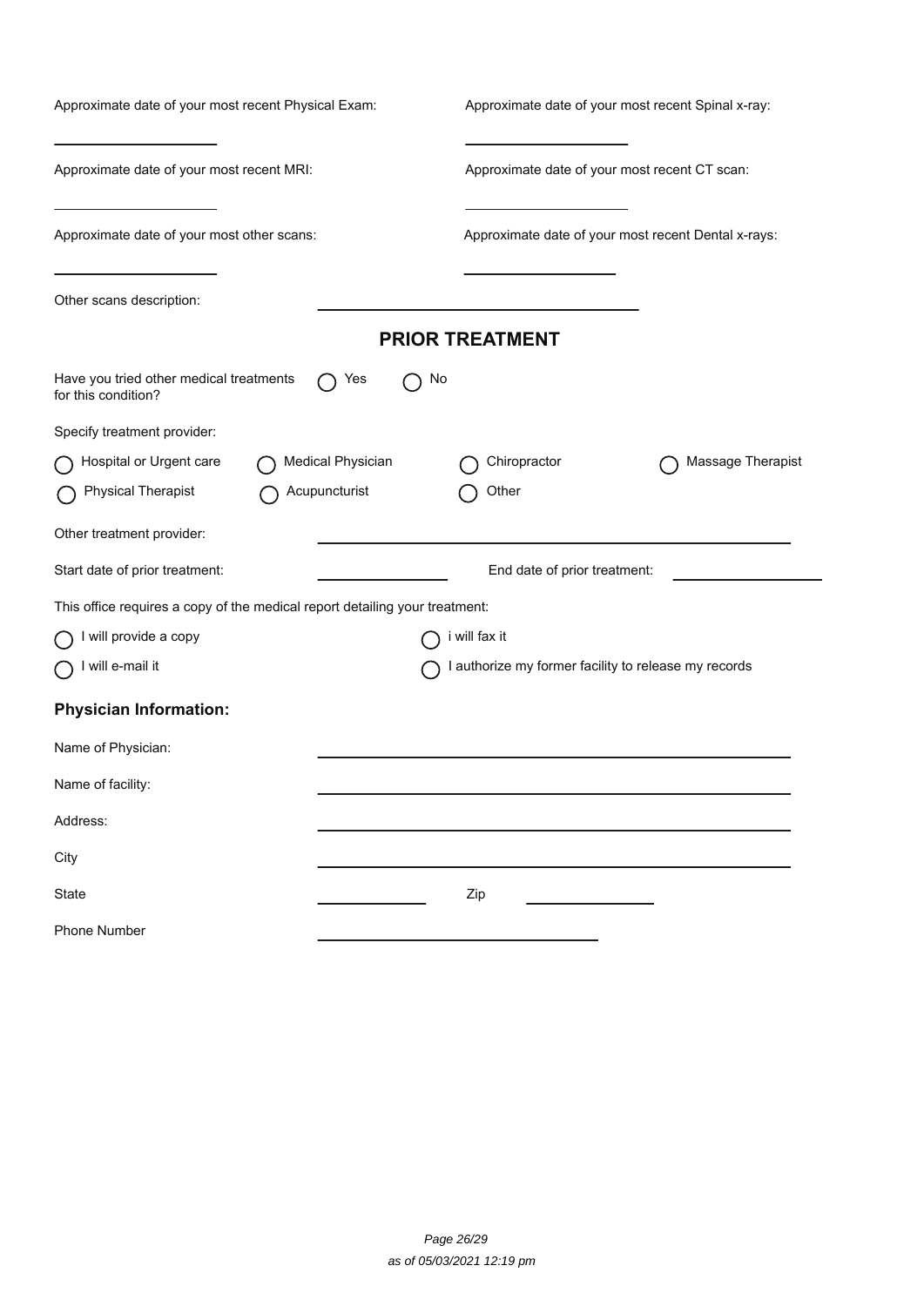Approximate date of your most recent Physical Exam: \_\_\_\_\_\_\_\_\_\_\_\_\_\_\_\_

Approximate date of your most recent Spinal x-ray: \_\_\_\_\_\_\_\_\_\_\_\_\_\_\_\_

Approximate date of your most recent MRI: \_\_\_\_\_\_\_\_\_\_\_\_\_\_\_\_

Approximate date of your most recent CT scan: \_\_\_\_\_\_\_\_\_\_\_\_\_\_\_\_

Approximate date of your most other scans: \_\_\_\_\_\_\_\_\_\_\_\_\_\_\_\_

Approximate date of your most recent Dental x-rays: \_\_\_\_\_\_\_\_\_\_\_\_\_\_\_\_

Other scans description: \_\_\_\_\_\_\_\_\_\_\_\_\_\_\_\_\_\_\_\_\_\_\_\_\_\_\_\_\_\_\_\_

## PRIOR TREATMENT

Have you tried other medical treatments for this condition? ◯ Yes ◯ No

Specify treatment provider:

◯ Hospital or Urgent care ◯ Medical Physician ◯ Chiropractor ◯ Massage Therapist

◯ Physical Therapist ◯ Acupuncturist ◯ Other

Other treatment provider: \_\_\_\_\_\_\_\_\_\_\_\_\_\_\_\_\_\_\_\_\_\_\_\_\_\_\_\_\_\_\_\_

Start date of prior treatment: \_\_\_\_\_\_\_\_\_\_\_\_\_\_\_\_ End date of prior treatment: \_\_\_\_\_\_\_\_\_\_\_\_\_\_\_\_

This office requires a copy of the medical report detailing your treatment:

◯ I will provide a copy ◯ i will fax it

◯ I will e-mail it ◯ I authorize my former facility to release my records

### Physician Information:

Name of Physician: \_\_\_\_\_\_\_\_\_\_\_\_\_\_\_\_\_\_\_\_\_\_\_\_\_\_\_\_\_\_\_\_

Name of facility: \_\_\_\_\_\_\_\_\_\_\_\_\_\_\_\_\_\_\_\_\_\_\_\_\_\_\_\_\_\_\_\_

Address: \_\_\_\_\_\_\_\_\_\_\_\_\_\_\_\_\_\_\_\_\_\_\_\_\_\_\_\_\_\_\_\_

City \_\_\_\_\_\_\_\_\_\_\_\_\_\_\_\_\_\_\_\_\_\_\_\_\_\_\_\_\_\_\_\_

State \_\_\_\_\_\_\_\_\_\_\_\_ Zip \_\_\_\_\_\_\_\_\_\_\_\_

Phone Number \_\_\_\_\_\_\_\_\_\_\_\_\_\_\_\_\_\_\_\_\_\_\_\_

*as of 05/03/2021 12:19 pm*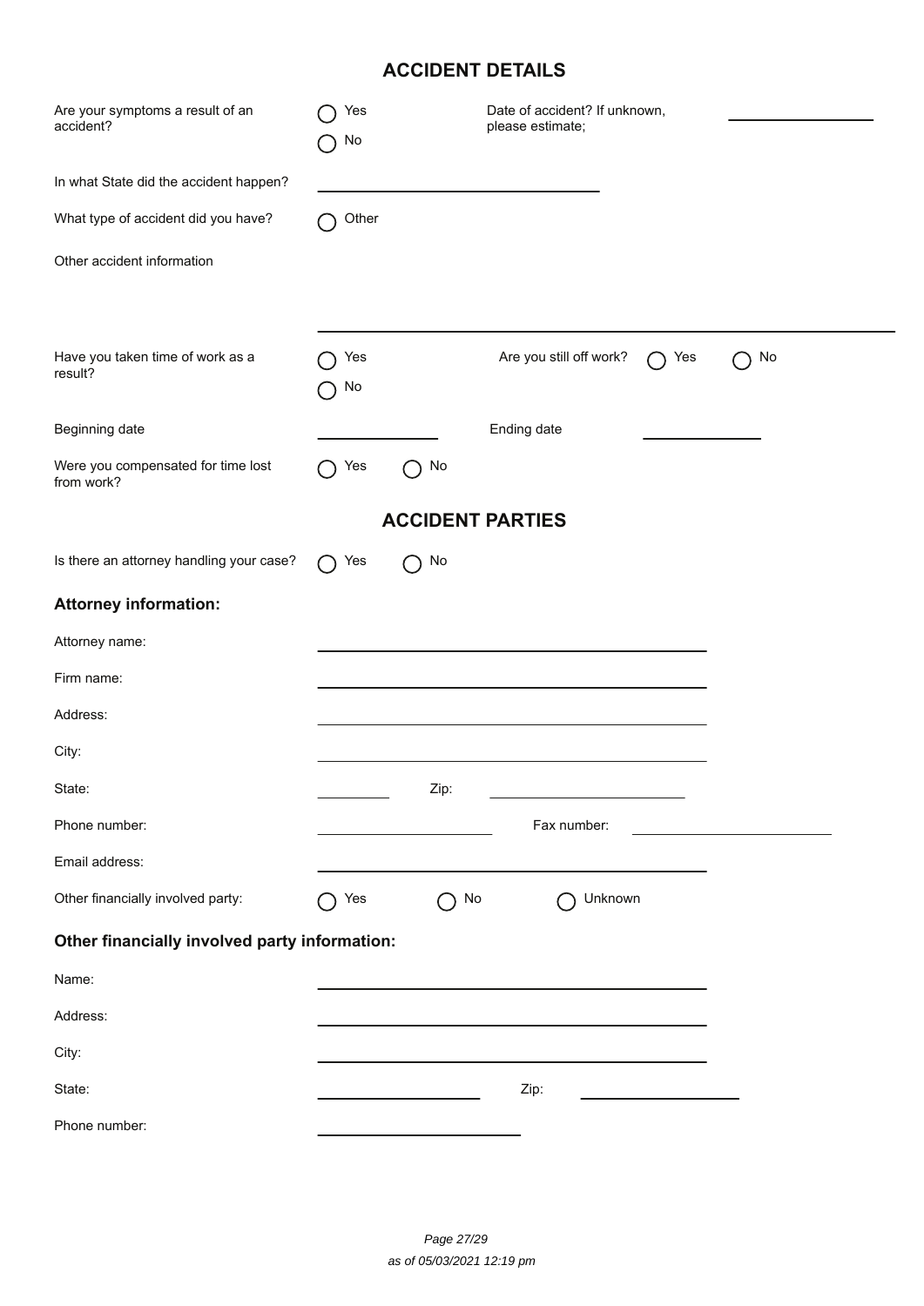## ACCIDENT DETAILS

Are your symptoms a result of an accident? ◯ Yes ◯ No

Date of accident? If unknown, please estimate; ______________

In what State did the accident happen? ______________________

What type of accident did you have? ◯ Other

Other accident information

______________________________________________

Have you taken time of work as a result? ◯ Yes ◯ No

Are you still off work? ◯ Yes ◯ No

Beginning date ______________ Ending date ______________

Were you compensated for time lost from work? ◯ Yes ◯ No

## ACCIDENT PARTIES

Is there an attorney handling your case? ◯ Yes ◯ No

### Attorney information:

Attorney name: ______________________________

Firm name: ______________________________

Address: ______________________________

City: ______________________________

State: __________ Zip: ______________

Phone number: ______________ Fax number: ______________

Email address: ______________________________

Other financially involved party: ◯ Yes ◯ No ◯ Unknown

### Other financially involved party information:

Name: ______________________________

Address: ______________________________

City: ______________________________

State: ______________ Zip: ______________

Phone number: ______________

*as of 05/03/2021 12:19 pm*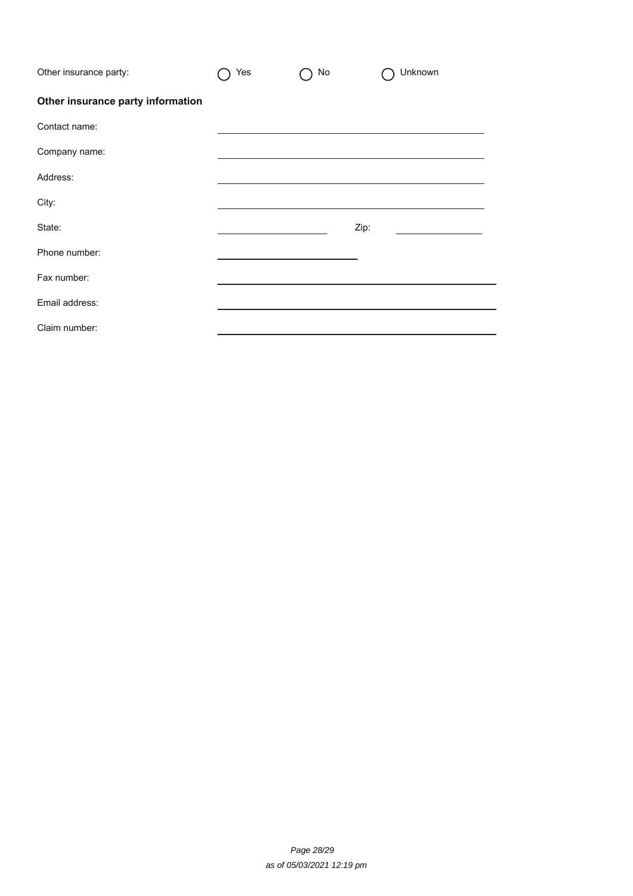Other insurance party: ◯ Yes ◯ No ◯ Unknown

**Other insurance party information**

Contact name: \_\_\_\_\_\_\_\_\_\_\_\_\_\_\_\_\_\_\_\_\_\_\_\_\_\_\_\_\_\_\_\_\_\_\_\_\_\_\_\_

Company name: \_\_\_\_\_\_\_\_\_\_\_\_\_\_\_\_\_\_\_\_\_\_\_\_\_\_\_\_\_\_\_\_\_\_\_\_\_\_\_\_

Address: \_\_\_\_\_\_\_\_\_\_\_\_\_\_\_\_\_\_\_\_\_\_\_\_\_\_\_\_\_\_\_\_\_\_\_\_\_\_\_\_

City: \_\_\_\_\_\_\_\_\_\_\_\_\_\_\_\_\_\_\_\_\_\_\_\_\_\_\_\_\_\_\_\_\_\_\_\_\_\_\_\_

State: \_\_\_\_\_\_\_\_\_\_\_\_\_\_\_\_\_\_ Zip: \_\_\_\_\_\_\_\_\_\_\_\_\_\_\_

Phone number: \_\_\_\_\_\_\_\_\_\_\_\_\_\_\_\_\_\_\_\_\_\_

Fax number: \_\_\_\_\_\_\_\_\_\_\_\_\_\_\_\_\_\_\_\_\_\_\_\_\_\_\_\_\_\_\_\_\_\_\_\_\_\_\_\_

Email address: \_\_\_\_\_\_\_\_\_\_\_\_\_\_\_\_\_\_\_\_\_\_\_\_\_\_\_\_\_\_\_\_\_\_\_\_\_\_\_\_

Claim number: \_\_\_\_\_\_\_\_\_\_\_\_\_\_\_\_\_\_\_\_\_\_\_\_\_\_\_\_\_\_\_\_\_\_\_\_\_\_\_\_

*as of 05/03/2021 12:19 pm*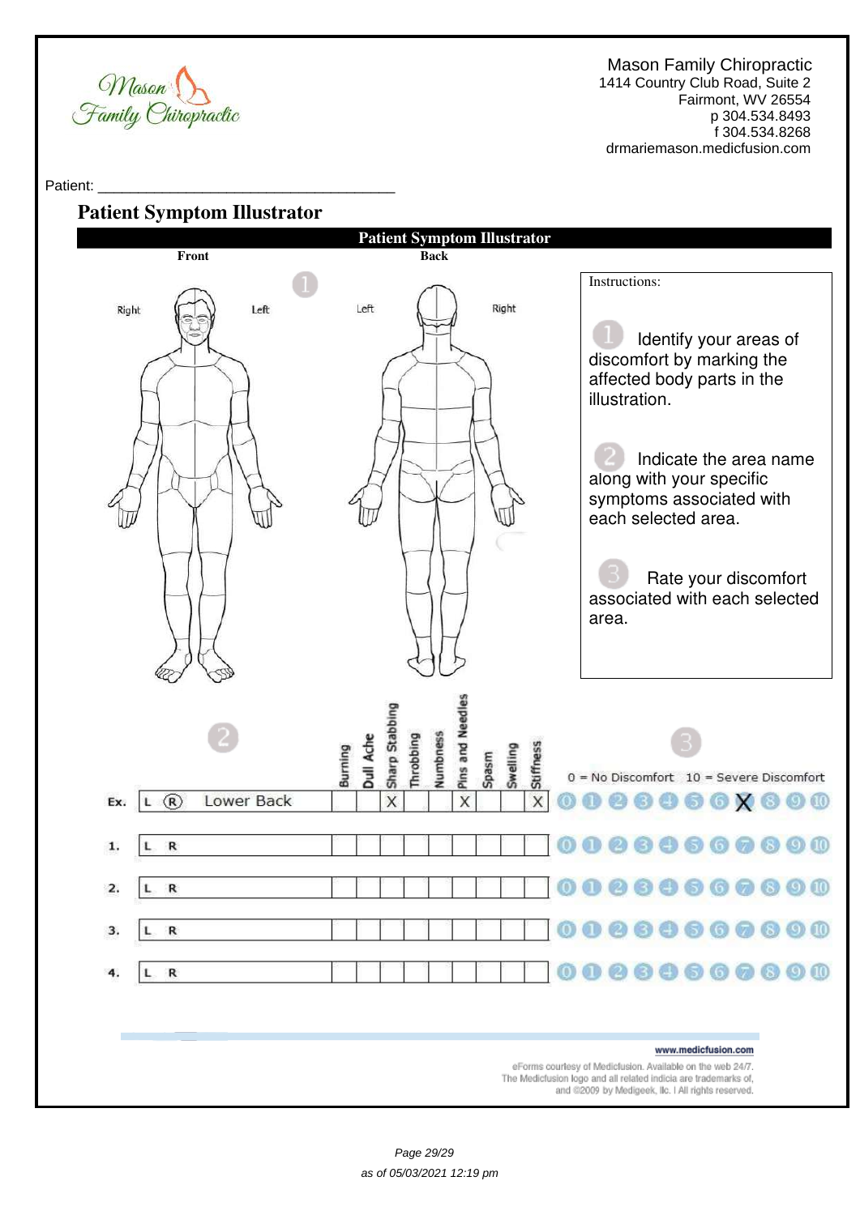Mason Family Chiropractic

Mason Family Chiropractic
1414 Country Club Road, Suite 2
Fairmont, WV 26554
p 304.534.8493
f 304.534.8268
drmariemason.medicfusion.com

Patient: ___________________________________

## Patient Symptom Illustrator

**Patient Symptom Illustrator**

**Front** — Right / Left

**Back** — Left / Right

Instructions:

1 Identify your areas of discomfort by marking the affected body parts in the illustration.

2 Indicate the area name along with your specific symptoms associated with each selected area.

3 Rate your discomfort associated with each selected area.

0 = No Discomfort 10 = Severe Discomfort

| | Side | Area | Burning | Dull Ache | Sharp Stabbing | Throbbing | Numbness | Pins and Needles | Spasm | Swelling | Stiffness | Rating (0–10) |
|---|---|---|---|---|---|---|---|---|---|---|---|---|
| Ex. | L (R) | Lower Back | | | X | | | X | | | X | 0 1 2 3 4 5 6 X 8 9 10 |
| 1. | L R | | | | | | | | | | | 0 1 2 3 4 5 6 7 8 9 10 |
| 2. | L R | | | | | | | | | | | 0 1 2 3 4 5 6 7 8 9 10 |
| 3. | L R | | | | | | | | | | | 0 1 2 3 4 5 6 7 8 9 10 |
| 4. | L R | | | | | | | | | | | 0 1 2 3 4 5 6 7 8 9 10 |

www.medicfusion.com

eForms courtesy of Medicfusion. Available on the web 24/7.
The Medicfusion logo and all related indicia are trademarks of,
and ©2009 by Medigeek, llc. | All rights reserved.

as of 05/03/2021 12:19 pm